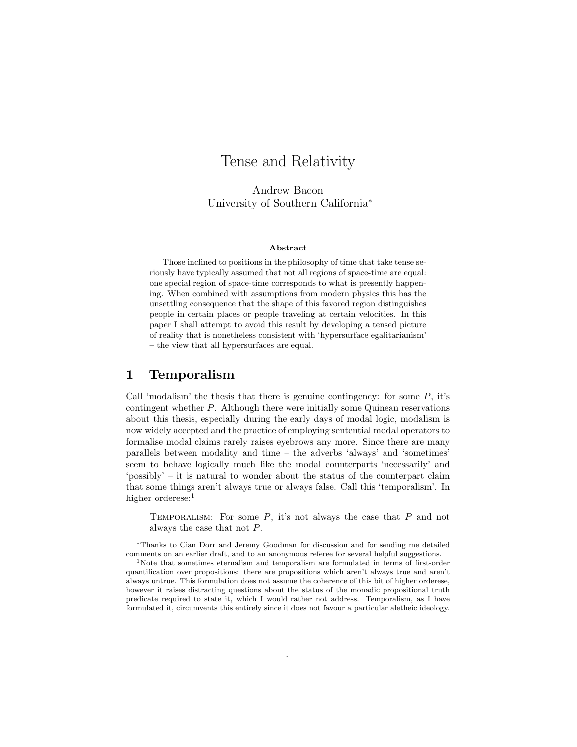# Tense and Relativity

Andrew Bacon
University of Southern California[*]

**Abstract**

Those inclined to positions in the philosophy of time that take tense seriously have typically assumed that not all regions of space-time are equal: one special region of space-time corresponds to what is presently happening. When combined with assumptions from modern physics this has the unsettling consequence that the shape of this favored region distinguishes people in certain places or people traveling at certain velocities. In this paper I shall attempt to avoid this result by developing a tensed picture of reality that is nonetheless consistent with 'hypersurface egalitarianism' – the view that all hypersurfaces are equal.

## 1 Temporalism

Call 'modalism' the thesis that there is genuine contingency: for some $P$, it's contingent whether $P$. Although there were initially some Quinean reservations about this thesis, especially during the early days of modal logic, modalism is now widely accepted and the practice of employing sentential modal operators to formalise modal claims rarely raises eyebrows any more. Since there are many parallels between modality and time – the adverbs 'always' and 'sometimes' seem to behave logically much like the modal counterparts 'necessarily' and 'possibly' – it is natural to wonder about the status of the counterpart claim that some things aren't always true or always false. Call this 'temporalism'. In higher orderese:[1]

> Temporalism: For some $P$, it's not always the case that $P$ and not always the case that not $P$.

[*]Thanks to Cian Dorr and Jeremy Goodman for discussion and for sending me detailed comments on an earlier draft, and to an anonymous referee for several helpful suggestions.

[1]Note that sometimes eternalism and temporalism are formulated in terms of first-order quantification over propositions: there are propositions which aren't always true and aren't always untrue. This formulation does not assume the coherence of this bit of higher orderese, however it raises distracting questions about the status of the monadic propositional truth predicate required to state it, which I would rather not address. Temporalism, as I have formulated it, circumvents this entirely since it does not favour a particular aletheic ideology.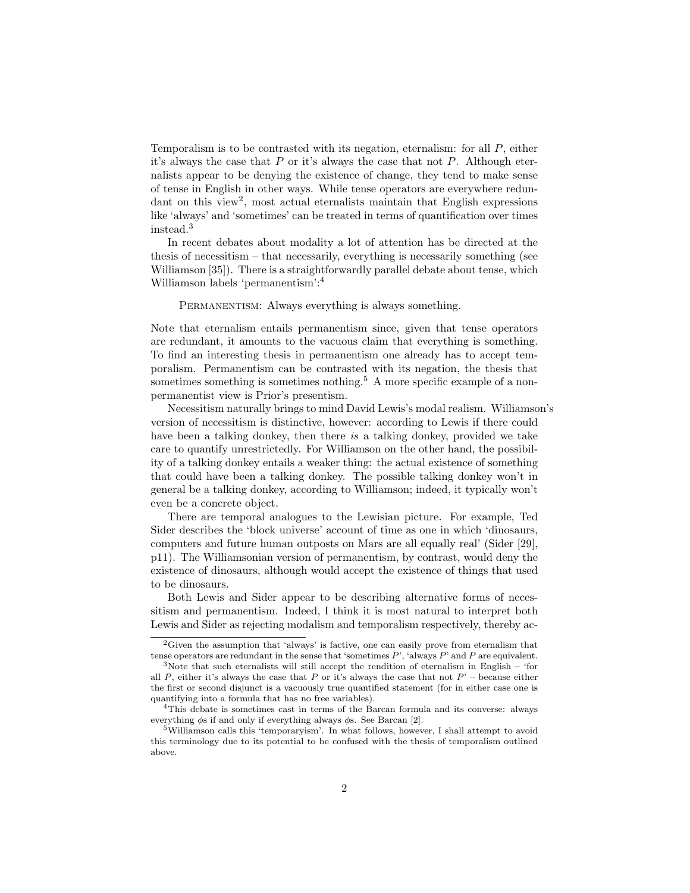Temporalism is to be contrasted with its negation, eternalism: for all $P$, either it's always the case that $P$ or it's always the case that not $P$. Although eternalists appear to be denying the existence of change, they tend to make sense of tense in English in other ways. While tense operators are everywhere redundant on this view[2], most actual eternalists maintain that English expressions like 'always' and 'sometimes' can be treated in terms of quantification over times instead.[3]

In recent debates about modality a lot of attention has be directed at the thesis of necessitism – that necessarily, everything is necessarily something (see Williamson [35]). There is a straightforwardly parallel debate about tense, which Williamson labels 'permanentism':[4]

> PERMANENTISM: Always everything is always something.

Note that eternalism entails permanentism since, given that tense operators are redundant, it amounts to the vacuous claim that everything is something. To find an interesting thesis in permanentism one already has to accept temporalism. Permanentism can be contrasted with its negation, the thesis that sometimes something is sometimes nothing.[5] A more specific example of a non-permanentist view is Prior's presentism.

Necessitism naturally brings to mind David Lewis's modal realism. Williamson's version of necessitism is distinctive, however: according to Lewis if there could have been a talking donkey, then there *is* a talking donkey, provided we take care to quantify unrestrictedly. For Williamson on the other hand, the possibility of a talking donkey entails a weaker thing: the actual existence of something that could have been a talking donkey. The possible talking donkey won't in general be a talking donkey, according to Williamson; indeed, it typically won't even be a concrete object.

There are temporal analogues to the Lewisian picture. For example, Ted Sider describes the 'block universe' account of time as one in which 'dinosaurs, computers and future human outposts on Mars are all equally real' (Sider [29], p11). The Williamsonian version of permanentism, by contrast, would deny the existence of dinosaurs, although would accept the existence of things that used to be dinosaurs.

Both Lewis and Sider appear to be describing alternative forms of necessitism and permanentism. Indeed, I think it is most natural to interpret both Lewis and Sider as rejecting modalism and temporalism respectively, thereby ac-

---

[2] Given the assumption that 'always' is factive, one can easily prove from eternalism that tense operators are redundant in the sense that 'sometimes $P$', 'always $P$' and $P$ are equivalent.

[3] Note that such eternalists will still accept the rendition of eternalism in English – 'for all $P$, either it's always the case that $P$ or it's always the case that not $P$' – because either the first or second disjunct is a vacuously true quantified statement (for in either case one is quantifying into a formula that has no free variables).

[4] This debate is sometimes cast in terms of the Barcan formula and its converse: always everything $\phi$s if and only if everything always $\phi$s. See Barcan [2].

[5] Williamson calls this 'temporaryism'. In what follows, however, I shall attempt to avoid this terminology due to its potential to be confused with the thesis of temporalism outlined above.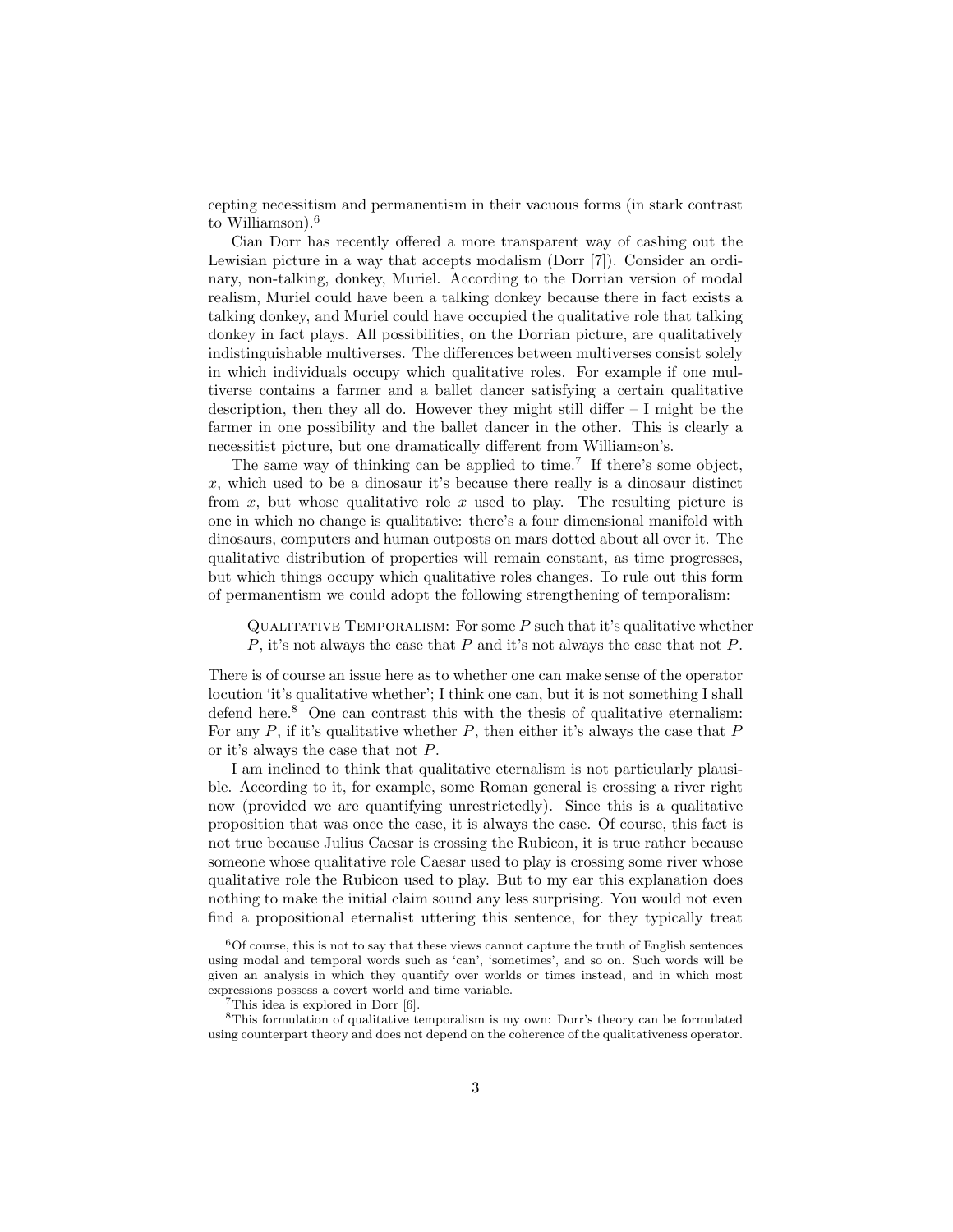cepting necessitism and permanentism in their vacuous forms (in stark contrast to Williamson).[6]

Cian Dorr has recently offered a more transparent way of cashing out the Lewisian picture in a way that accepts modalism (Dorr [7]). Consider an ordinary, non-talking, donkey, Muriel. According to the Dorrian version of modal realism, Muriel could have been a talking donkey because there in fact exists a talking donkey, and Muriel could have occupied the qualitative role that talking donkey in fact plays. All possibilities, on the Dorrian picture, are qualitatively indistinguishable multiverses. The differences between multiverses consist solely in which individuals occupy which qualitative roles. For example if one multiverse contains a farmer and a ballet dancer satisfying a certain qualitative description, then they all do. However they might still differ – I might be the farmer in one possibility and the ballet dancer in the other. This is clearly a necessitist picture, but one dramatically different from Williamson's.

The same way of thinking can be applied to time.[7] If there's some object, $x$, which used to be a dinosaur it's because there really is a dinosaur distinct from $x$, but whose qualitative role $x$ used to play. The resulting picture is one in which no change is qualitative: there's a four dimensional manifold with dinosaurs, computers and human outposts on mars dotted about all over it. The qualitative distribution of properties will remain constant, as time progresses, but which things occupy which qualitative roles changes. To rule out this form of permanentism we could adopt the following strengthening of temporalism:

> Qualitative Temporalism: For some $P$ such that it's qualitative whether $P$, it's not always the case that $P$ and it's not always the case that not $P$.

There is of course an issue here as to whether one can make sense of the operator locution 'it's qualitative whether'; I think one can, but it is not something I shall defend here.[8] One can contrast this with the thesis of qualitative eternalism: For any $P$, if it's qualitative whether $P$, then either it's always the case that $P$ or it's always the case that not $P$.

I am inclined to think that qualitative eternalism is not particularly plausible. According to it, for example, some Roman general is crossing a river right now (provided we are quantifying unrestrictedly). Since this is a qualitative proposition that was once the case, it is always the case. Of course, this fact is not true because Julius Caesar is crossing the Rubicon, it is true rather because someone whose qualitative role Caesar used to play is crossing some river whose qualitative role the Rubicon used to play. But to my ear this explanation does nothing to make the initial claim sound any less surprising. You would not even find a propositional eternalist uttering this sentence, for they typically treat

---

[6] Of course, this is not to say that these views cannot capture the truth of English sentences using modal and temporal words such as 'can', 'sometimes', and so on. Such words will be given an analysis in which they quantify over worlds or times instead, and in which most expressions possess a covert world and time variable.

[7] This idea is explored in Dorr [6].

[8] This formulation of qualitative temporalism is my own: Dorr's theory can be formulated using counterpart theory and does not depend on the coherence of the qualitativeness operator.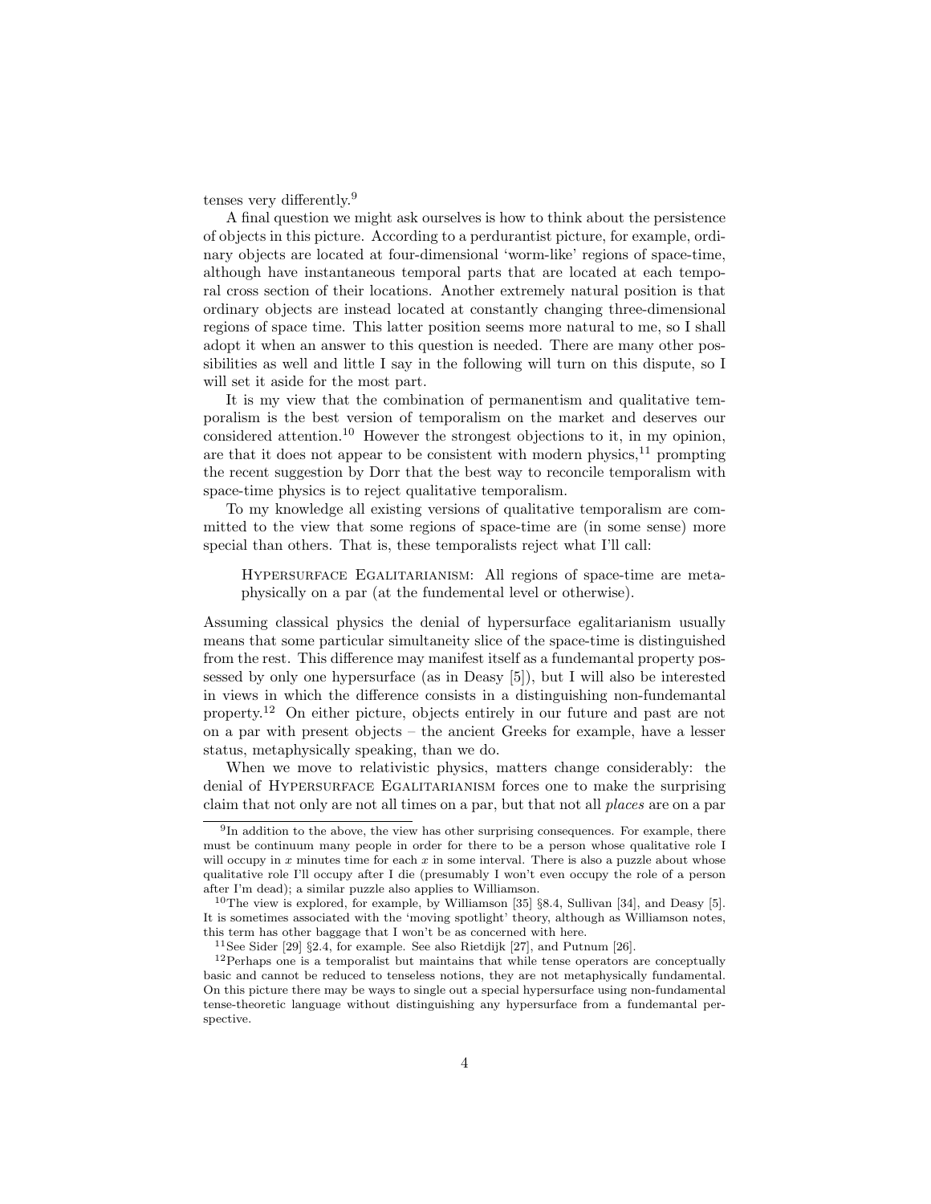tenses very differently.[9]

A final question we might ask ourselves is how to think about the persistence of objects in this picture. According to a perdurantist picture, for example, ordinary objects are located at four-dimensional 'worm-like' regions of space-time, although have instantaneous temporal parts that are located at each temporal cross section of their locations. Another extremely natural position is that ordinary objects are instead located at constantly changing three-dimensional regions of space time. This latter position seems more natural to me, so I shall adopt it when an answer to this question is needed. There are many other possibilities as well and little I say in the following will turn on this dispute, so I will set it aside for the most part.

It is my view that the combination of permanentism and qualitative temporalism is the best version of temporalism on the market and deserves our considered attention.[10] However the strongest objections to it, in my opinion, are that it does not appear to be consistent with modern physics,[11] prompting the recent suggestion by Dorr that the best way to reconcile temporalism with space-time physics is to reject qualitative temporalism.

To my knowledge all existing versions of qualitative temporalism are committed to the view that some regions of space-time are (in some sense) more special than others. That is, these temporalists reject what I'll call:

> Hypersurface Egalitarianism: All regions of space-time are metaphysically on a par (at the fundemental level or otherwise).

Assuming classical physics the denial of hypersurface egalitarianism usually means that some particular simultaneity slice of the space-time is distinguished from the rest. This difference may manifest itself as a fundemantal property possessed by only one hypersurface (as in Deasy [5]), but I will also be interested in views in which the difference consists in a distinguishing non-fundemantal property.[12] On either picture, objects entirely in our future and past are not on a par with present objects – the ancient Greeks for example, have a lesser status, metaphysically speaking, than we do.

When we move to relativistic physics, matters change considerably: the denial of Hypersurface Egalitarianism forces one to make the surprising claim that not only are not all times on a par, but that not all *places* are on a par

[9] In addition to the above, the view has other surprising consequences. For example, there must be continuum many people in order for there to be a person whose qualitative role I will occupy in $x$ minutes time for each $x$ in some interval. There is also a puzzle about whose qualitative role I'll occupy after I die (presumably I won't even occupy the role of a person after I'm dead); a similar puzzle also applies to Williamson.

[10] The view is explored, for example, by Williamson [35] §8.4, Sullivan [34], and Deasy [5]. It is sometimes associated with the 'moving spotlight' theory, although as Williamson notes, this term has other baggage that I won't be as concerned with here.

[11] See Sider [29] §2.4, for example. See also Rietdijk [27], and Putnum [26].

[12] Perhaps one is a temporalist but maintains that while tense operators are conceptually basic and cannot be reduced to tenseless notions, they are not metaphysically fundamental. On this picture there may be ways to single out a special hypersurface using non-fundamental tense-theoretic language without distinguishing any hypersurface from a fundemantal perspective.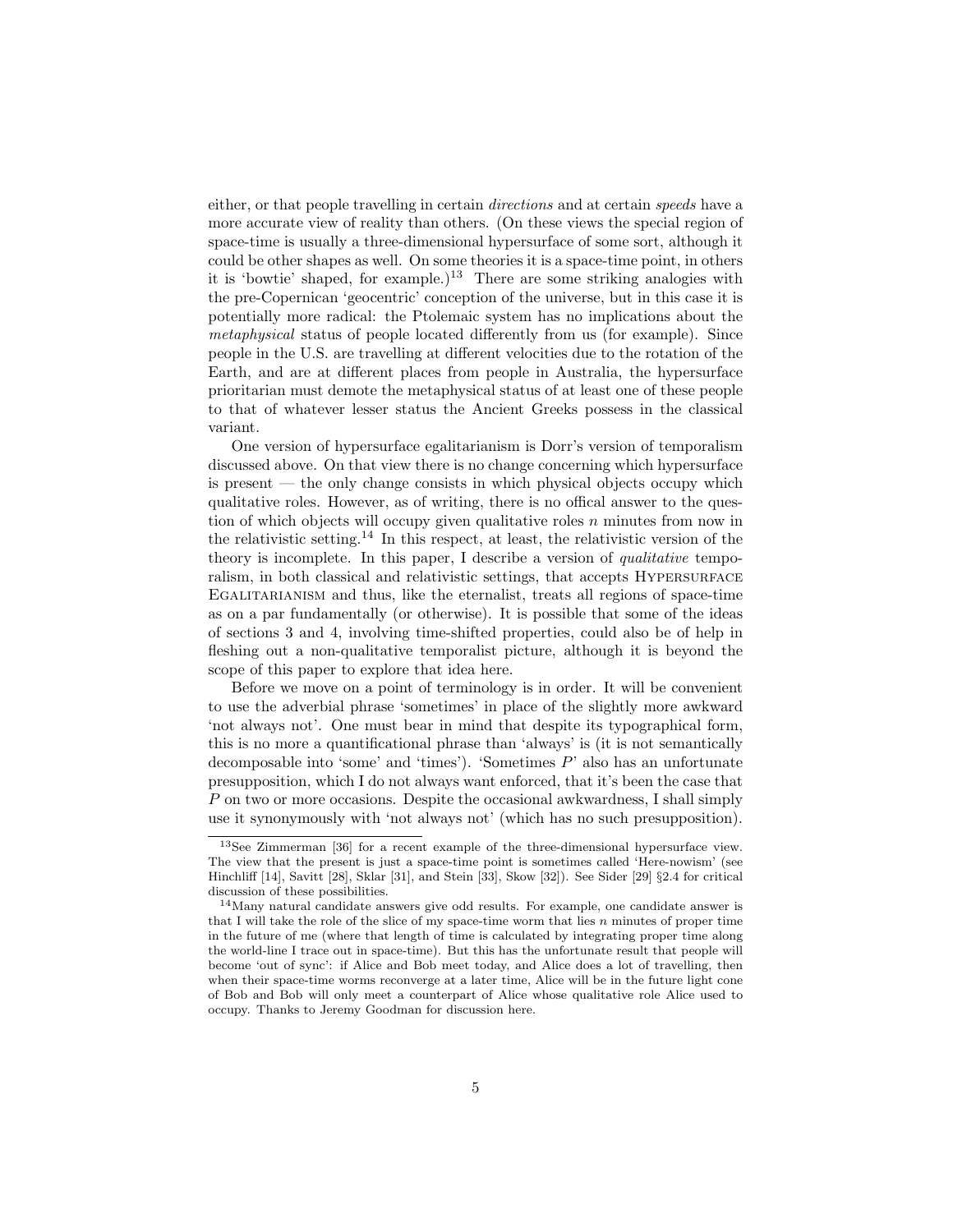either, or that people travelling in certain *directions* and at certain *speeds* have a more accurate view of reality than others. (On these views the special region of space-time is usually a three-dimensional hypersurface of some sort, although it could be other shapes as well. On some theories it is a space-time point, in others it is 'bowtie' shaped, for example.)[13] There are some striking analogies with the pre-Copernican 'geocentric' conception of the universe, but in this case it is potentially more radical: the Ptolemaic system has no implications about the *metaphysical* status of people located differently from us (for example). Since people in the U.S. are travelling at different velocities due to the rotation of the Earth, and are at different places from people in Australia, the hypersurface prioritarian must demote the metaphysical status of at least one of these people to that of whatever lesser status the Ancient Greeks possess in the classical variant.

One version of hypersurface egalitarianism is Dorr's version of temporalism discussed above. On that view there is no change concerning which hypersurface is present — the only change consists in which physical objects occupy which qualitative roles. However, as of writing, there is no offical answer to the question of which objects will occupy given qualitative roles $n$ minutes from now in the relativistic setting.[14] In this respect, at least, the relativistic version of the theory is incomplete. In this paper, I describe a version of *qualitative* temporalism, in both classical and relativistic settings, that accepts Hypersurface Egalitarianism and thus, like the eternalist, treats all regions of space-time as on a par fundamentally (or otherwise). It is possible that some of the ideas of sections 3 and 4, involving time-shifted properties, could also be of help in fleshing out a non-qualitative temporalist picture, although it is beyond the scope of this paper to explore that idea here.

Before we move on a point of terminology is in order. It will be convenient to use the adverbial phrase 'sometimes' in place of the slightly more awkward 'not always not'. One must bear in mind that despite its typographical form, this is no more a quantificational phrase than 'always' is (it is not semantically decomposable into 'some' and 'times'). 'Sometimes $P$' also has an unfortunate presupposition, which I do not always want enforced, that it's been the case that $P$ on two or more occasions. Despite the occasional awkwardness, I shall simply use it synonymously with 'not always not' (which has no such presupposition).

---

[13] See Zimmerman [36] for a recent example of the three-dimensional hypersurface view. The view that the present is just a space-time point is sometimes called 'Here-nowism' (see Hinchliff [14], Savitt [28], Sklar [31], and Stein [33], Skow [32]). See Sider [29] §2.4 for critical discussion of these possibilities.

[14] Many natural candidate answers give odd results. For example, one candidate answer is that I will take the role of the slice of my space-time worm that lies $n$ minutes of proper time in the future of me (where that length of time is calculated by integrating proper time along the world-line I trace out in space-time). But this has the unfortunate result that people will become 'out of sync': if Alice and Bob meet today, and Alice does a lot of travelling, then when their space-time worms reconverge at a later time, Alice will be in the future light cone of Bob and Bob will only meet a counterpart of Alice whose qualitative role Alice used to occupy. Thanks to Jeremy Goodman for discussion here.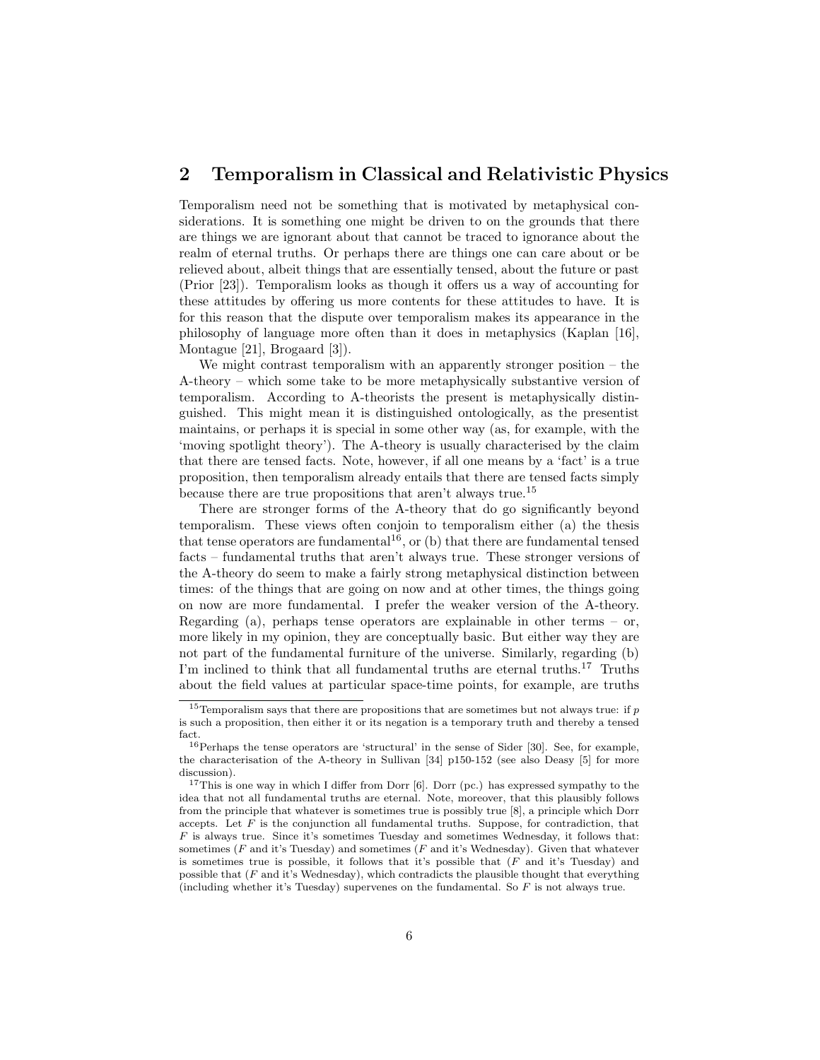## 2 Temporalism in Classical and Relativistic Physics

Temporalism need not be something that is motivated by metaphysical considerations. It is something one might be driven to on the grounds that there are things we are ignorant about that cannot be traced to ignorance about the realm of eternal truths. Or perhaps there are things one can care about or be relieved about, albeit things that are essentially tensed, about the future or past (Prior [23]). Temporalism looks as though it offers us a way of accounting for these attitudes by offering us more contents for these attitudes to have. It is for this reason that the dispute over temporalism makes its appearance in the philosophy of language more often than it does in metaphysics (Kaplan [16], Montague [21], Brogaard [3]).

We might contrast temporalism with an apparently stronger position – the A-theory – which some take to be more metaphysically substantive version of temporalism. According to A-theorists the present is metaphysically distinguished. This might mean it is distinguished ontologically, as the presentist maintains, or perhaps it is special in some other way (as, for example, with the 'moving spotlight theory'). The A-theory is usually characterised by the claim that there are tensed facts. Note, however, if all one means by a 'fact' is a true proposition, then temporalism already entails that there are tensed facts simply because there are true propositions that aren't always true.[15]

There are stronger forms of the A-theory that do go significantly beyond temporalism. These views often conjoin to temporalism either (a) the thesis that tense operators are fundamental[16], or (b) that there are fundamental tensed facts – fundamental truths that aren't always true. These stronger versions of the A-theory do seem to make a fairly strong metaphysical distinction between times: of the things that are going on now and at other times, the things going on now are more fundamental. I prefer the weaker version of the A-theory. Regarding (a), perhaps tense operators are explainable in other terms – or, more likely in my opinion, they are conceptually basic. But either way they are not part of the fundamental furniture of the universe. Similarly, regarding (b) I'm inclined to think that all fundamental truths are eternal truths.[17] Truths about the field values at particular space-time points, for example, are truths

---

[15] Temporalism says that there are propositions that are sometimes but not always true: if $p$ is such a proposition, then either it or its negation is a temporary truth and thereby a tensed fact.

[16] Perhaps the tense operators are 'structural' in the sense of Sider [30]. See, for example, the characterisation of the A-theory in Sullivan [34] p150-152 (see also Deasy [5] for more discussion).

[17] This is one way in which I differ from Dorr [6]. Dorr (pc.) has expressed sympathy to the idea that not all fundamental truths are eternal. Note, moreover, that this plausibly follows from the principle that whatever is sometimes true is possibly true [8], a principle which Dorr accepts. Let $F$ is the conjunction all fundamental truths. Suppose, for contradiction, that $F$ is always true. Since it's sometimes Tuesday and sometimes Wednesday, it follows that: sometimes ($F$ and it's Tuesday) and sometimes ($F$ and it's Wednesday). Given that whatever is sometimes true is possible, it follows that it's possible that ($F$ and it's Tuesday) and possible that ($F$ and it's Wednesday), which contradicts the plausible thought that everything (including whether it's Tuesday) supervenes on the fundamental. So $F$ is not always true.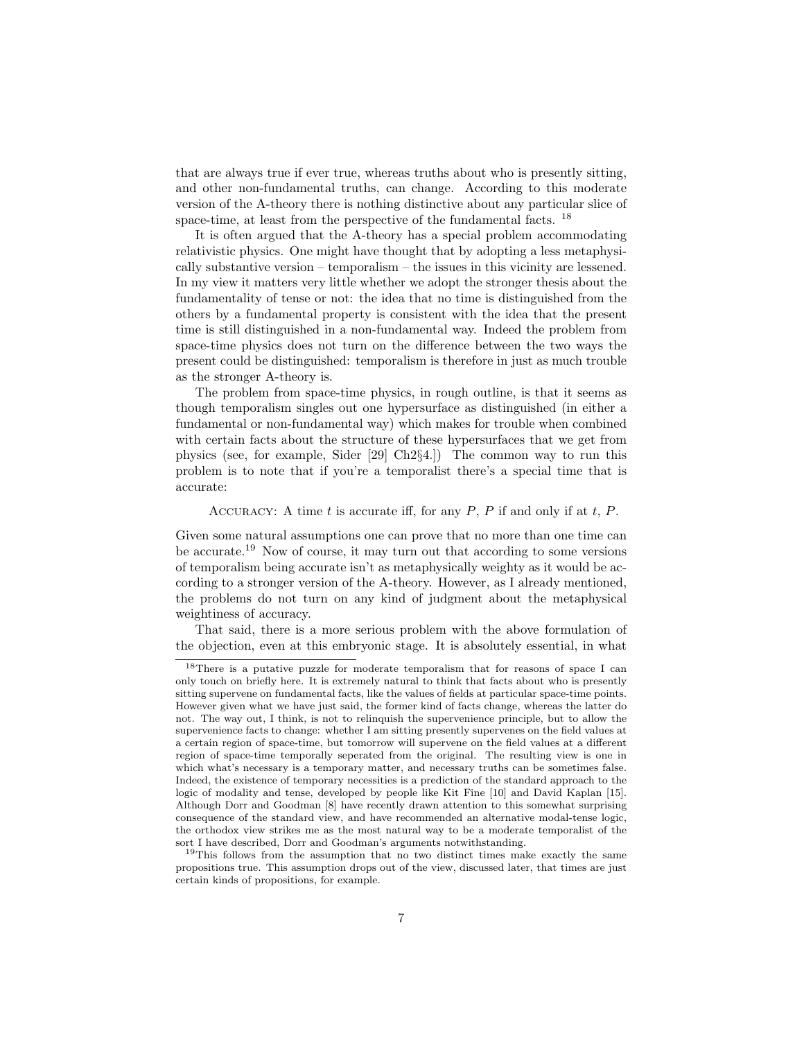that are always true if ever true, whereas truths about who is presently sitting, and other non-fundamental truths, can change. According to this moderate version of the A-theory there is nothing distinctive about any particular slice of space-time, at least from the perspective of the fundamental facts. [18]

It is often argued that the A-theory has a special problem accommodating relativistic physics. One might have thought that by adopting a less metaphysically substantive version – temporalism – the issues in this vicinity are lessened. In my view it matters very little whether we adopt the stronger thesis about the fundamentality of tense or not: the idea that no time is distinguished from the others by a fundamental property is consistent with the idea that the present time is still distinguished in a non-fundamental way. Indeed the problem from space-time physics does not turn on the difference between the two ways the present could be distinguished: temporalism is therefore in just as much trouble as the stronger A-theory is.

The problem from space-time physics, in rough outline, is that it seems as though temporalism singles out one hypersurface as distinguished (in either a fundamental or non-fundamental way) which makes for trouble when combined with certain facts about the structure of these hypersurfaces that we get from physics (see, for example, Sider [29] Ch2§4.]) The common way to run this problem is to note that if you're a temporalist there's a special time that is accurate:

> Accuracy: A time $t$ is accurate iff, for any $P$, $P$ if and only if at $t$, $P$.

Given some natural assumptions one can prove that no more than one time can be accurate.[19] Now of course, it may turn out that according to some versions of temporalism being accurate isn't as metaphysically weighty as it would be according to a stronger version of the A-theory. However, as I already mentioned, the problems do not turn on any kind of judgment about the metaphysical weightiness of accuracy.

That said, there is a more serious problem with the above formulation of the objection, even at this embryonic stage. It is absolutely essential, in what

[18] There is a putative puzzle for moderate temporalism that for reasons of space I can only touch on briefly here. It is extremely natural to think that facts about who is presently sitting supervene on fundamental facts, like the values of fields at particular space-time points. However given what we have just said, the former kind of facts change, whereas the latter do not. The way out, I think, is not to relinquish the supervenience principle, but to allow the supervenience facts to change: whether I am sitting presently supervenes on the field values at a certain region of space-time, but tomorrow will supervene on the field values at a different region of space-time temporally seperated from the original. The resulting view is one in which what's necessary is a temporary matter, and necessary truths can be sometimes false. Indeed, the existence of temporary necessities is a prediction of the standard approach to the logic of modality and tense, developed by people like Kit Fine [10] and David Kaplan [15]. Although Dorr and Goodman [8] have recently drawn attention to this somewhat surprising consequence of the standard view, and have recommended an alternative modal-tense logic, the orthodox view strikes me as the most natural way to be a moderate temporalist of the sort I have described, Dorr and Goodman's arguments notwithstanding.

[19] This follows from the assumption that no two distinct times make exactly the same propositions true. This assumption drops out of the view, discussed later, that times are just certain kinds of propositions, for example.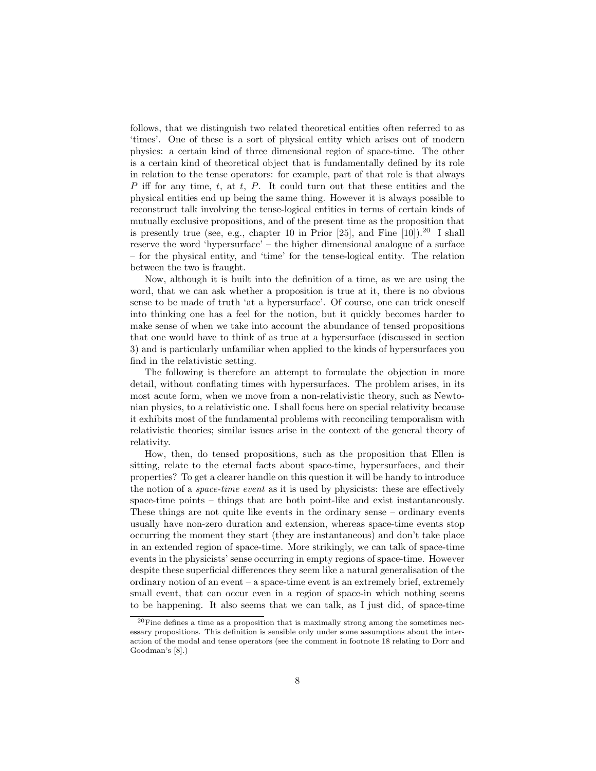follows, that we distinguish two related theoretical entities often referred to as 'times'. One of these is a sort of physical entity which arises out of modern physics: a certain kind of three dimensional region of space-time. The other is a certain kind of theoretical object that is fundamentally defined by its role in relation to the tense operators: for example, part of that role is that always $P$ iff for any time, $t$, at $t$, $P$. It could turn out that these entities and the physical entities end up being the same thing. However it is always possible to reconstruct talk involving the tense-logical entities in terms of certain kinds of mutually exclusive propositions, and of the present time as the proposition that is presently true (see, e.g., chapter 10 in Prior [25], and Fine [10]).[20] I shall reserve the word 'hypersurface' – the higher dimensional analogue of a surface – for the physical entity, and 'time' for the tense-logical entity. The relation between the two is fraught.

Now, although it is built into the definition of a time, as we are using the word, that we can ask whether a proposition is true at it, there is no obvious sense to be made of truth 'at a hypersurface'. Of course, one can trick oneself into thinking one has a feel for the notion, but it quickly becomes harder to make sense of when we take into account the abundance of tensed propositions that one would have to think of as true at a hypersurface (discussed in section 3) and is particularly unfamiliar when applied to the kinds of hypersurfaces you find in the relativistic setting.

The following is therefore an attempt to formulate the objection in more detail, without conflating times with hypersurfaces. The problem arises, in its most acute form, when we move from a non-relativistic theory, such as Newtonian physics, to a relativistic one. I shall focus here on special relativity because it exhibits most of the fundamental problems with reconciling temporalism with relativistic theories; similar issues arise in the context of the general theory of relativity.

How, then, do tensed propositions, such as the proposition that Ellen is sitting, relate to the eternal facts about space-time, hypersurfaces, and their properties? To get a clearer handle on this question it will be handy to introduce the notion of a *space-time event* as it is used by physicists: these are effectively space-time points – things that are both point-like and exist instantaneously. These things are not quite like events in the ordinary sense – ordinary events usually have non-zero duration and extension, whereas space-time events stop occurring the moment they start (they are instantaneous) and don't take place in an extended region of space-time. More strikingly, we can talk of space-time events in the physicists' sense occurring in empty regions of space-time. However despite these superficial differences they seem like a natural generalisation of the ordinary notion of an event – a space-time event is an extremely brief, extremely small event, that can occur even in a region of space-in which nothing seems to be happening. It also seems that we can talk, as I just did, of space-time

[20] Fine defines a time as a proposition that is maximally strong among the sometimes necessary propositions. This definition is sensible only under some assumptions about the interaction of the modal and tense operators (see the comment in footnote 18 relating to Dorr and Goodman's [8].)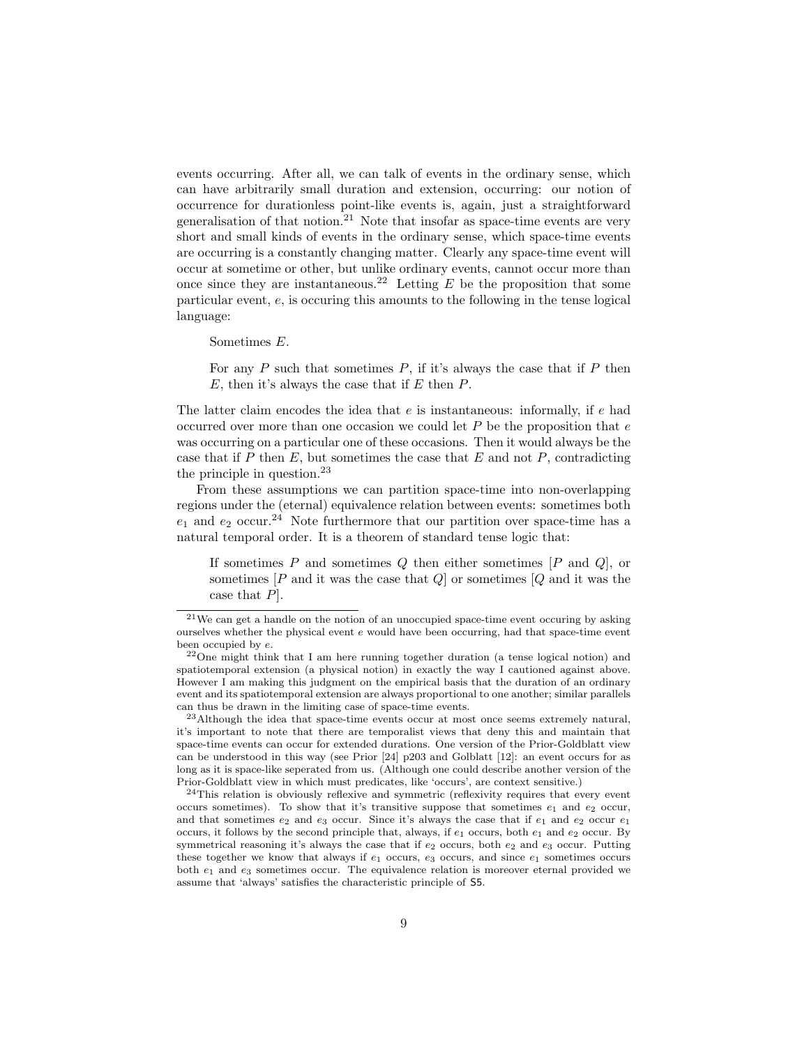events occurring. After all, we can talk of events in the ordinary sense, which can have arbitrarily small duration and extension, occurring: our notion of occurrence for durationless point-like events is, again, just a straightforward generalisation of that notion.[21] Note that insofar as space-time events are very short and small kinds of events in the ordinary sense, which space-time events are occurring is a constantly changing matter. Clearly any space-time event will occur at sometime or other, but unlike ordinary events, cannot occur more than once since they are instantaneous.[22] Letting $E$ be the proposition that some particular event, $e$, is occuring this amounts to the following in the tense logical language:

> Sometimes $E$.
>
> For any $P$ such that sometimes $P$, if it's always the case that if $P$ then $E$, then it's always the case that if $E$ then $P$.

The latter claim encodes the idea that $e$ is instantaneous: informally, if $e$ had occurred over more than one occasion we could let $P$ be the proposition that $e$ was occurring on a particular one of these occasions. Then it would always be the case that if $P$ then $E$, but sometimes the case that $E$ and not $P$, contradicting the principle in question.[23]

From these assumptions we can partition space-time into non-overlapping regions under the (eternal) equivalence relation between events: sometimes both $e_1$ and $e_2$ occur.[24] Note furthermore that our partition over space-time has a natural temporal order. It is a theorem of standard tense logic that:

> If sometimes $P$ and sometimes $Q$ then either sometimes [$P$ and $Q$], or sometimes [$P$ and it was the case that $Q$] or sometimes [$Q$ and it was the case that $P$].

---

[21] We can get a handle on the notion of an unoccupied space-time event occuring by asking ourselves whether the physical event $e$ would have been occurring, had that space-time event been occupied by $e$.

[22] One might think that I am here running together duration (a tense logical notion) and spatiotemporal extension (a physical notion) in exactly the way I cautioned against above. However I am making this judgment on the empirical basis that the duration of an ordinary event and its spatiotemporal extension are always proportional to one another; similar parallels can thus be drawn in the limiting case of space-time events.

[23] Although the idea that space-time events occur at most once seems extremely natural, it's important to note that there are temporalist views that deny this and maintain that space-time events can occur for extended durations. One version of the Prior-Goldblatt view can be understood in this way (see Prior [24] p203 and Golblatt [12]: an event occurs for as long as it is space-like seperated from us. (Although one could describe another version of the Prior-Goldblatt view in which must predicates, like 'occurs', are context sensitive.)

[24] This relation is obviously reflexive and symmetric (reflexivity requires that every event occurs sometimes). To show that it's transitive suppose that sometimes $e_1$ and $e_2$ occur, and that sometimes $e_2$ and $e_3$ occur. Since it's always the case that if $e_1$ and $e_2$ occur $e_1$ occurs, it follows by the second principle that, always, if $e_1$ occurs, both $e_1$ and $e_2$ occur. By symmetrical reasoning it's always the case that if $e_2$ occurs, both $e_2$ and $e_3$ occur. Putting these together we know that always if $e_1$ occurs, $e_3$ occurs, and since $e_1$ sometimes occurs both $e_1$ and $e_3$ sometimes occur. The equivalence relation is moreover eternal provided we assume that 'always' satisfies the characteristic principle of S5.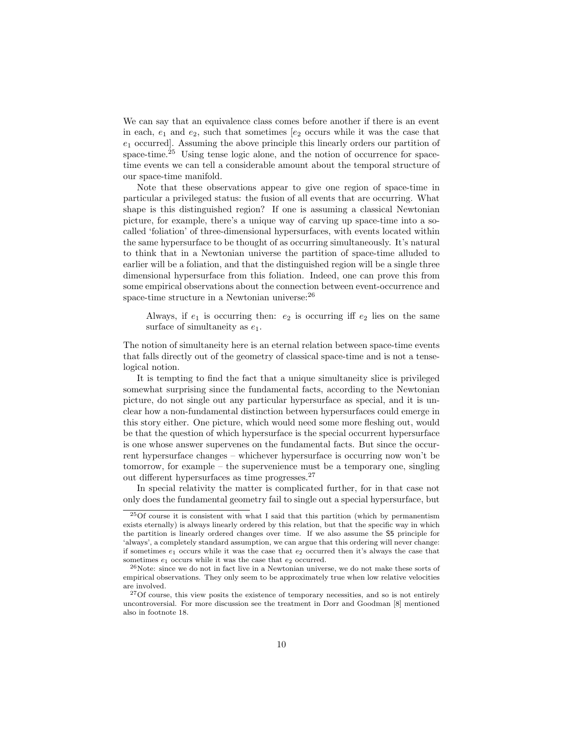We can say that an equivalence class comes before another if there is an event in each, $e_1$ and $e_2$, such that sometimes [$e_2$ occurs while it was the case that $e_1$ occurred]. Assuming the above principle this linearly orders our partition of space-time.[25] Using tense logic alone, and the notion of occurrence for space-time events we can tell a considerable amount about the temporal structure of our space-time manifold.

Note that these observations appear to give one region of space-time in particular a privileged status: the fusion of all events that are occurring. What shape is this distinguished region? If one is assuming a classical Newtonian picture, for example, there's a unique way of carving up space-time into a so-called 'foliation' of three-dimensional hypersurfaces, with events located within the same hypersurface to be thought of as occurring simultaneously. It's natural to think that in a Newtonian universe the partition of space-time alluded to earlier will be a foliation, and that the distinguished region will be a single three dimensional hypersurface from this foliation. Indeed, one can prove this from some empirical observations about the connection between event-occurrence and space-time structure in a Newtonian universe:[26]

> Always, if $e_1$ is occurring then: $e_2$ is occurring iff $e_2$ lies on the same surface of simultaneity as $e_1$.

The notion of simultaneity here is an eternal relation between space-time events that falls directly out of the geometry of classical space-time and is not a tense-logical notion.

It is tempting to find the fact that a unique simultaneity slice is privileged somewhat surprising since the fundamental facts, according to the Newtonian picture, do not single out any particular hypersurface as special, and it is unclear how a non-fundamental distinction between hypersurfaces could emerge in this story either. One picture, which would need some more fleshing out, would be that the question of which hypersurface is the special occurrent hypersurface is one whose answer supervenes on the fundamental facts. But since the occurrent hypersurface changes – whichever hypersurface is occurring now won't be tomorrow, for example – the supervenience must be a temporary one, singling out different hypersurfaces as time progresses.[27]

In special relativity the matter is complicated further, for in that case not only does the fundamental geometry fail to single out a special hypersurface, but

---

[25] Of course it is consistent with what I said that this partition (which by permanentism exists eternally) is always linearly ordered by this relation, but that the specific way in which the partition is linearly ordered changes over time. If we also assume the S5 principle for 'always', a completely standard assumption, we can argue that this ordering will never change: if sometimes $e_1$ occurs while it was the case that $e_2$ occurred then it's always the case that sometimes $e_1$ occurs while it was the case that $e_2$ occurred.

[26] Note: since we do not in fact live in a Newtonian universe, we do not make these sorts of empirical observations. They only seem to be approximately true when low relative velocities are involved.

[27] Of course, this view posits the existence of temporary necessities, and so is not entirely uncontroversial. For more discussion see the treatment in Dorr and Goodman [8] mentioned also in footnote 18.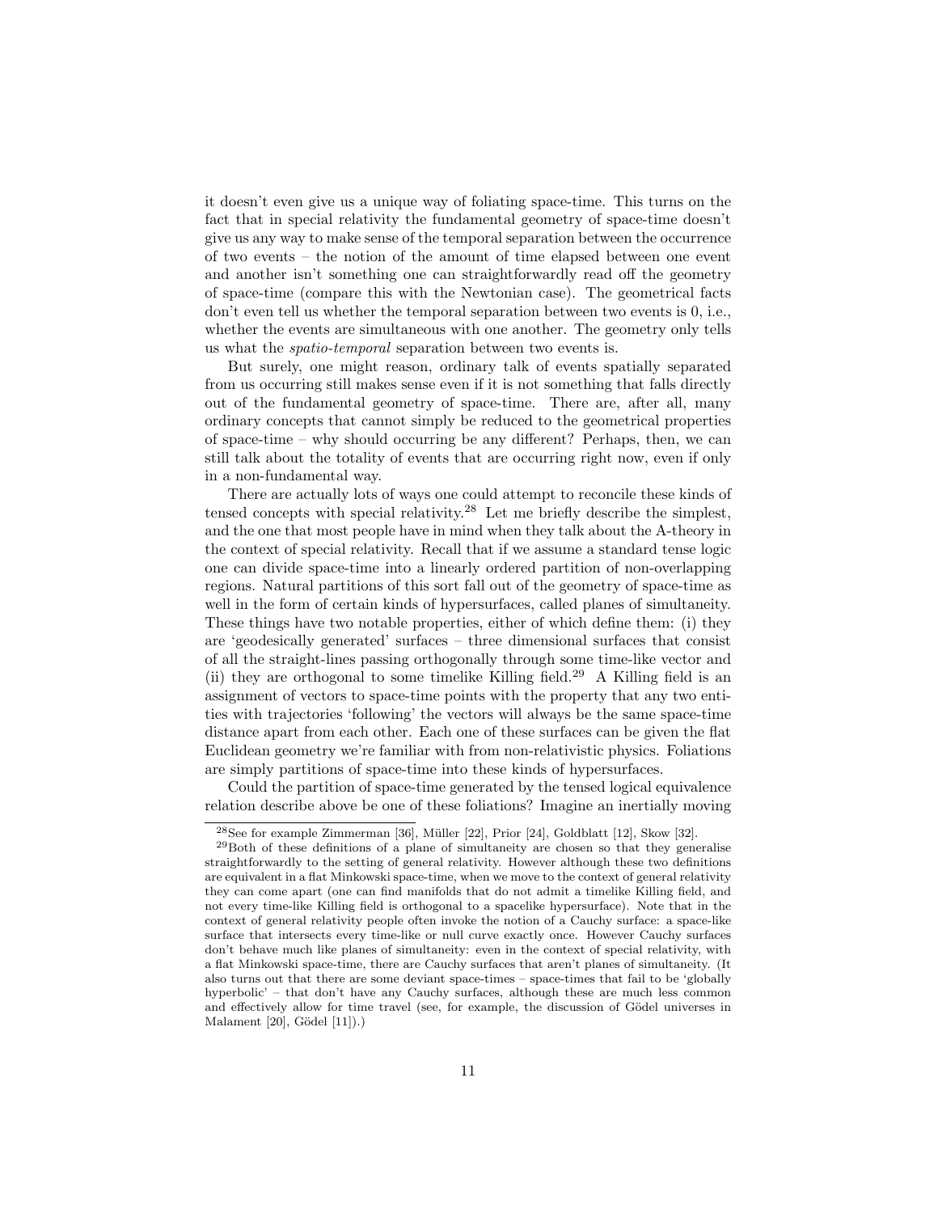it doesn't even give us a unique way of foliating space-time. This turns on the fact that in special relativity the fundamental geometry of space-time doesn't give us any way to make sense of the temporal separation between the occurrence of two events – the notion of the amount of time elapsed between one event and another isn't something one can straightforwardly read off the geometry of space-time (compare this with the Newtonian case). The geometrical facts don't even tell us whether the temporal separation between two events is 0, i.e., whether the events are simultaneous with one another. The geometry only tells us what the *spatio-temporal* separation between two events is.

But surely, one might reason, ordinary talk of events spatially separated from us occurring still makes sense even if it is not something that falls directly out of the fundamental geometry of space-time. There are, after all, many ordinary concepts that cannot simply be reduced to the geometrical properties of space-time – why should occurring be any different? Perhaps, then, we can still talk about the totality of events that are occurring right now, even if only in a non-fundamental way.

There are actually lots of ways one could attempt to reconcile these kinds of tensed concepts with special relativity.[28] Let me briefly describe the simplest, and the one that most people have in mind when they talk about the A-theory in the context of special relativity. Recall that if we assume a standard tense logic one can divide space-time into a linearly ordered partition of non-overlapping regions. Natural partitions of this sort fall out of the geometry of space-time as well in the form of certain kinds of hypersurfaces, called planes of simultaneity. These things have two notable properties, either of which define them: (i) they are 'geodesically generated' surfaces – three dimensional surfaces that consist of all the straight-lines passing orthogonally through some time-like vector and (ii) they are orthogonal to some timelike Killing field.[29] A Killing field is an assignment of vectors to space-time points with the property that any two entities with trajectories 'following' the vectors will always be the same space-time distance apart from each other. Each one of these surfaces can be given the flat Euclidean geometry we're familiar with from non-relativistic physics. Foliations are simply partitions of space-time into these kinds of hypersurfaces.

Could the partition of space-time generated by the tensed logical equivalence relation describe above be one of these foliations? Imagine an inertially moving

[28] See for example Zimmerman [36], Müller [22], Prior [24], Goldblatt [12], Skow [32].

[29] Both of these definitions of a plane of simultaneity are chosen so that they generalise straightforwardly to the setting of general relativity. However although these two definitions are equivalent in a flat Minkowski space-time, when we move to the context of general relativity they can come apart (one can find manifolds that do not admit a timelike Killing field, and not every time-like Killing field is orthogonal to a spacelike hypersurface). Note that in the context of general relativity people often invoke the notion of a Cauchy surface: a space-like surface that intersects every time-like or null curve exactly once. However Cauchy surfaces don't behave much like planes of simultaneity: even in the context of special relativity, with a flat Minkowski space-time, there are Cauchy surfaces that aren't planes of simultaneity. (It also turns out that there are some deviant space-times – space-times that fail to be 'globally hyperbolic' – that don't have any Cauchy surfaces, although these are much less common and effectively allow for time travel (see, for example, the discussion of Gödel universes in Malament [20], Gödel [11]).)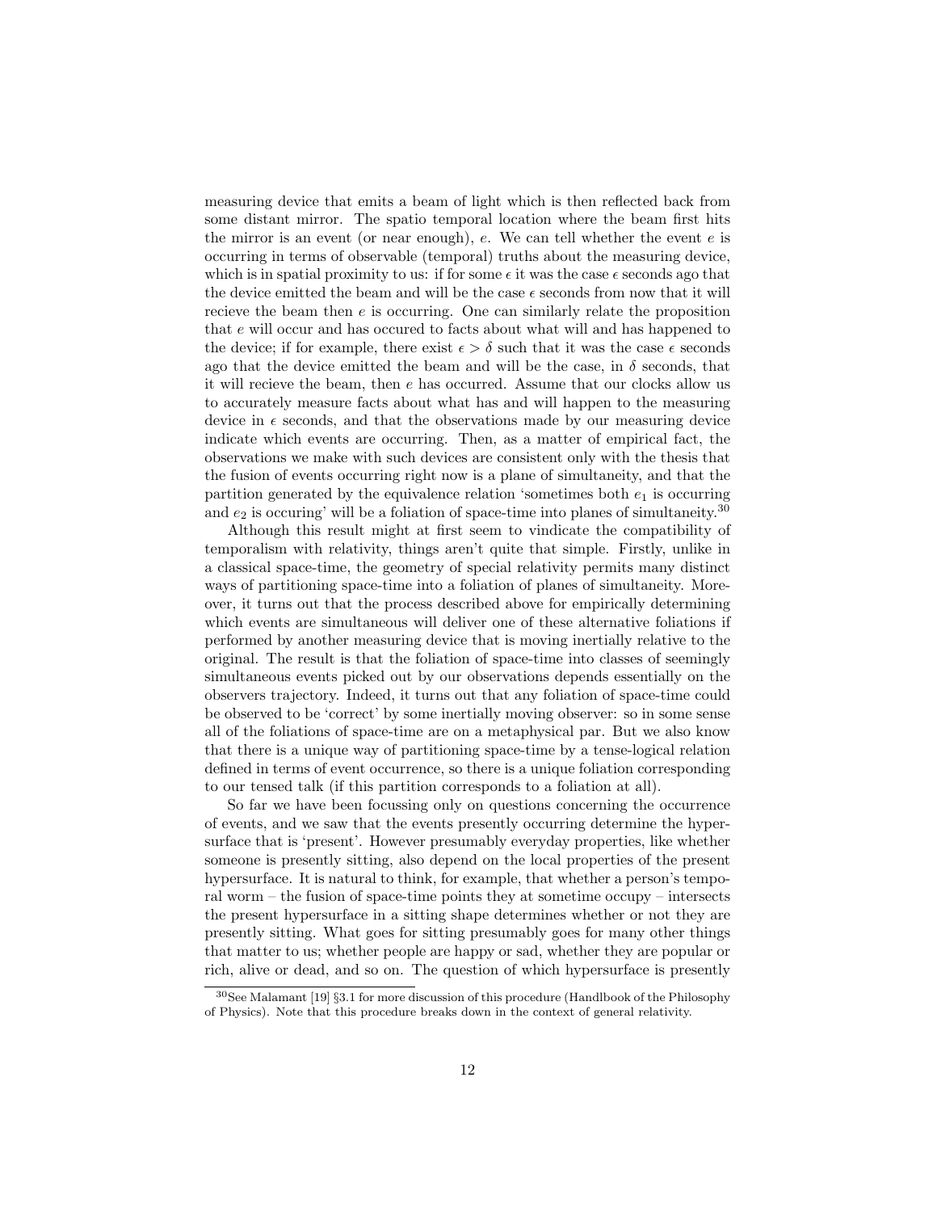measuring device that emits a beam of light which is then reflected back from some distant mirror. The spatio temporal location where the beam first hits the mirror is an event (or near enough), $e$. We can tell whether the event $e$ is occurring in terms of observable (temporal) truths about the measuring device, which is in spatial proximity to us: if for some $\epsilon$ it was the case $\epsilon$ seconds ago that the device emitted the beam and will be the case $\epsilon$ seconds from now that it will recieve the beam then $e$ is occurring. One can similarly relate the proposition that $e$ will occur and has occured to facts about what will and has happened to the device; if for example, there exist $\epsilon > \delta$ such that it was the case $\epsilon$ seconds ago that the device emitted the beam and will be the case, in $\delta$ seconds, that it will recieve the beam, then $e$ has occurred. Assume that our clocks allow us to accurately measure facts about what has and will happen to the measuring device in $\epsilon$ seconds, and that the observations made by our measuring device indicate which events are occurring. Then, as a matter of empirical fact, the observations we make with such devices are consistent only with the thesis that the fusion of events occurring right now is a plane of simultaneity, and that the partition generated by the equivalence relation 'sometimes both $e_1$ is occurring and $e_2$ is occuring' will be a foliation of space-time into planes of simultaneity.[30]

Although this result might at first seem to vindicate the compatibility of temporalism with relativity, things aren't quite that simple. Firstly, unlike in a classical space-time, the geometry of special relativity permits many distinct ways of partitioning space-time into a foliation of planes of simultaneity. Moreover, it turns out that the process described above for empirically determining which events are simultaneous will deliver one of these alternative foliations if performed by another measuring device that is moving inertially relative to the original. The result is that the foliation of space-time into classes of seemingly simultaneous events picked out by our observations depends essentially on the observers trajectory. Indeed, it turns out that any foliation of space-time could be observed to be 'correct' by some inertially moving observer: so in some sense all of the foliations of space-time are on a metaphysical par. But we also know that there is a unique way of partitioning space-time by a tense-logical relation defined in terms of event occurrence, so there is a unique foliation corresponding to our tensed talk (if this partition corresponds to a foliation at all).

So far we have been focussing only on questions concerning the occurrence of events, and we saw that the events presently occurring determine the hypersurface that is 'present'. However presumably everyday properties, like whether someone is presently sitting, also depend on the local properties of the present hypersurface. It is natural to think, for example, that whether a person's temporal worm – the fusion of space-time points they at sometime occupy – intersects the present hypersurface in a sitting shape determines whether or not they are presently sitting. What goes for sitting presumably goes for many other things that matter to us; whether people are happy or sad, whether they are popular or rich, alive or dead, and so on. The question of which hypersurface is presently

[30] See Malamant [19] §3.1 for more discussion of this procedure (Handlbook of the Philosophy of Physics). Note that this procedure breaks down in the context of general relativity.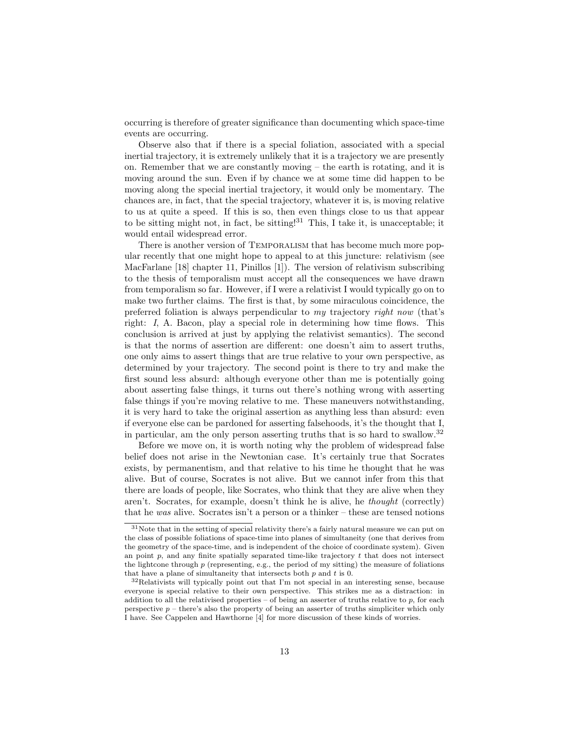occurring is therefore of greater significance than documenting which space-time events are occurring.

Observe also that if there is a special foliation, associated with a special inertial trajectory, it is extremely unlikely that it is a trajectory we are presently on. Remember that we are constantly moving – the earth is rotating, and it is moving around the sun. Even if by chance we at some time did happen to be moving along the special inertial trajectory, it would only be momentary. The chances are, in fact, that the special trajectory, whatever it is, is moving relative to us at quite a speed. If this is so, then even things close to us that appear to be sitting might not, in fact, be sitting![31] This, I take it, is unacceptable; it would entail widespread error.

There is another version of TEMPORALISM that has become much more popular recently that one might hope to appeal to at this juncture: relativism (see MacFarlane [18] chapter 11, Pinillos [1]). The version of relativism subscribing to the thesis of temporalism must accept all the consequences we have drawn from temporalism so far. However, if I were a relativist I would typically go on to make two further claims. The first is that, by some miraculous coincidence, the preferred foliation is always perpendicular to *my* trajectory *right now* (that's right: *I*, A. Bacon, play a special role in determining how time flows. This conclusion is arrived at just by applying the relativist semantics). The second is that the norms of assertion are different: one doesn't aim to assert truths, one only aims to assert things that are true relative to your own perspective, as determined by your trajectory. The second point is there to try and make the first sound less absurd: although everyone other than me is potentially going about asserting false things, it turns out there's nothing wrong with asserting false things if you're moving relative to me. These maneuvers notwithstanding, it is very hard to take the original assertion as anything less than absurd: even if everyone else can be pardoned for asserting falsehoods, it's the thought that I, in particular, am the only person asserting truths that is so hard to swallow.[32]

Before we move on, it is worth noting why the problem of widespread false belief does not arise in the Newtonian case. It's certainly true that Socrates exists, by permanentism, and that relative to his time he thought that he was alive. But of course, Socrates is not alive. But we cannot infer from this that there are loads of people, like Socrates, who think that they are alive when they aren't. Socrates, for example, doesn't think he is alive, he *thought* (correctly) that he *was* alive. Socrates isn't a person or a thinker – these are tensed notions

[31] Note that in the setting of special relativity there's a fairly natural measure we can put on the class of possible foliations of space-time into planes of simultaneity (one that derives from the geometry of the space-time, and is independent of the choice of coordinate system). Given an point $p$, and any finite spatially separated time-like trajectory $t$ that does not intersect the lightcone through $p$ (representing, e.g., the period of my sitting) the measure of foliations that have a plane of simultaneity that intersects both $p$ and $t$ is 0.

[32] Relativists will typically point out that I'm not special in an interesting sense, because everyone is special relative to their own perspective. This strikes me as a distraction: in addition to all the relativised properties – of being an asserter of truths relative to $p$, for each perspective $p$ – there's also the property of being an asserter of truths simpliciter which only I have. See Cappelen and Hawthorne [4] for more discussion of these kinds of worries.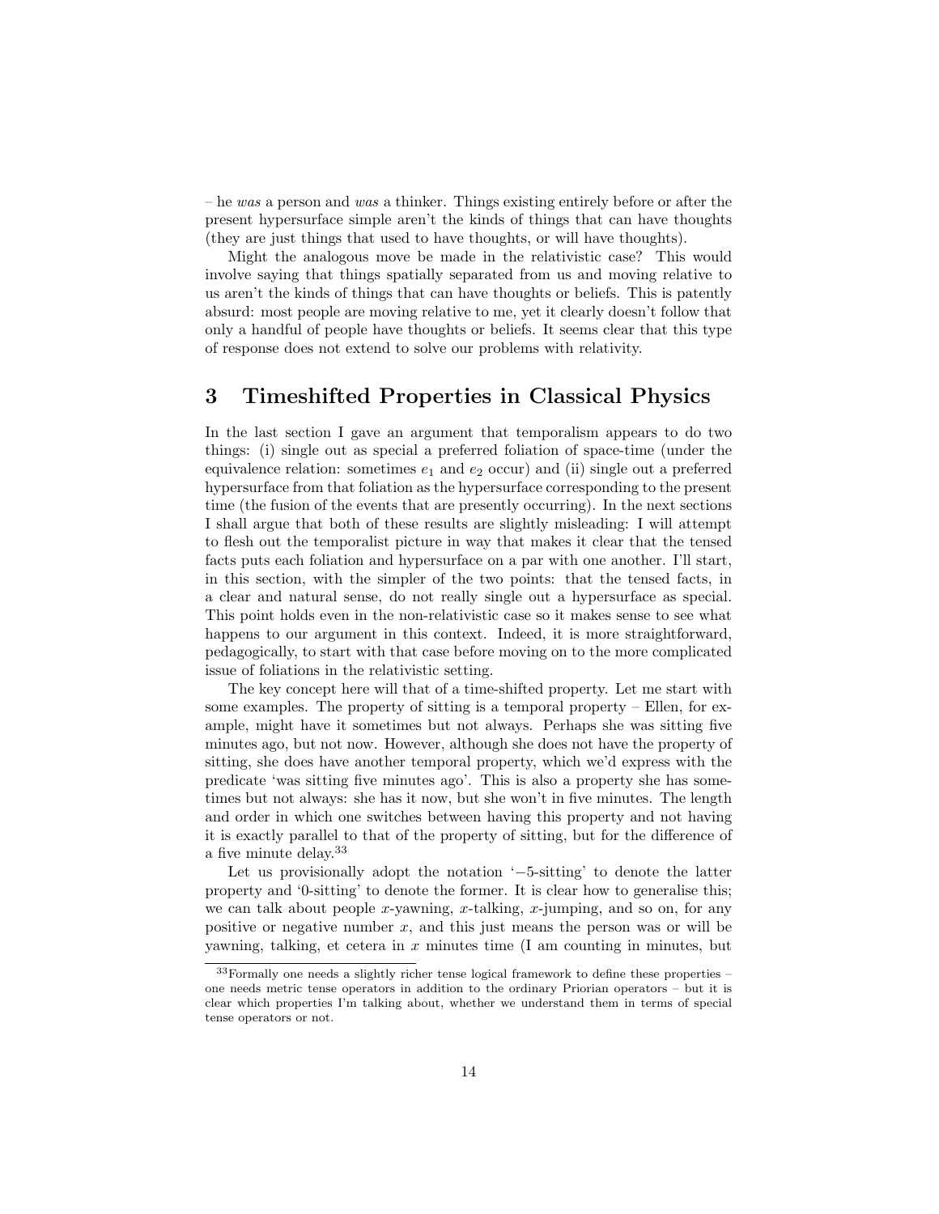– he *was* a person and *was* a thinker. Things existing entirely before or after the present hypersurface simple aren't the kinds of things that can have thoughts (they are just things that used to have thoughts, or will have thoughts).

Might the analogous move be made in the relativistic case? This would involve saying that things spatially separated from us and moving relative to us aren't the kinds of things that can have thoughts or beliefs. This is patently absurd: most people are moving relative to me, yet it clearly doesn't follow that only a handful of people have thoughts or beliefs. It seems clear that this type of response does not extend to solve our problems with relativity.

## 3 Timeshifted Properties in Classical Physics

In the last section I gave an argument that temporalism appears to do two things: (i) single out as special a preferred foliation of space-time (under the equivalence relation: sometimes $e_1$ and $e_2$ occur) and (ii) single out a preferred hypersurface from that foliation as the hypersurface corresponding to the present time (the fusion of the events that are presently occurring). In the next sections I shall argue that both of these results are slightly misleading: I will attempt to flesh out the temporalist picture in way that makes it clear that the tensed facts puts each foliation and hypersurface on a par with one another. I'll start, in this section, with the simpler of the two points: that the tensed facts, in a clear and natural sense, do not really single out a hypersurface as special. This point holds even in the non-relativistic case so it makes sense to see what happens to our argument in this context. Indeed, it is more straightforward, pedagogically, to start with that case before moving on to the more complicated issue of foliations in the relativistic setting.

The key concept here will that of a time-shifted property. Let me start with some examples. The property of sitting is a temporal property – Ellen, for example, might have it sometimes but not always. Perhaps she was sitting five minutes ago, but not now. However, although she does not have the property of sitting, she does have another temporal property, which we'd express with the predicate 'was sitting five minutes ago'. This is also a property she has sometimes but not always: she has it now, but she won't in five minutes. The length and order in which one switches between having this property and not having it is exactly parallel to that of the property of sitting, but for the difference of a five minute delay.[33]

Let us provisionally adopt the notation '−5-sitting' to denote the latter property and '0-sitting' to denote the former. It is clear how to generalise this; we can talk about people $x$-yawning, $x$-talking, $x$-jumping, and so on, for any positive or negative number $x$, and this just means the person was or will be yawning, talking, et cetera in $x$ minutes time (I am counting in minutes, but

[33] Formally one needs a slightly richer tense logical framework to define these properties – one needs metric tense operators in addition to the ordinary Priorian operators – but it is clear which properties I'm talking about, whether we understand them in terms of special tense operators or not.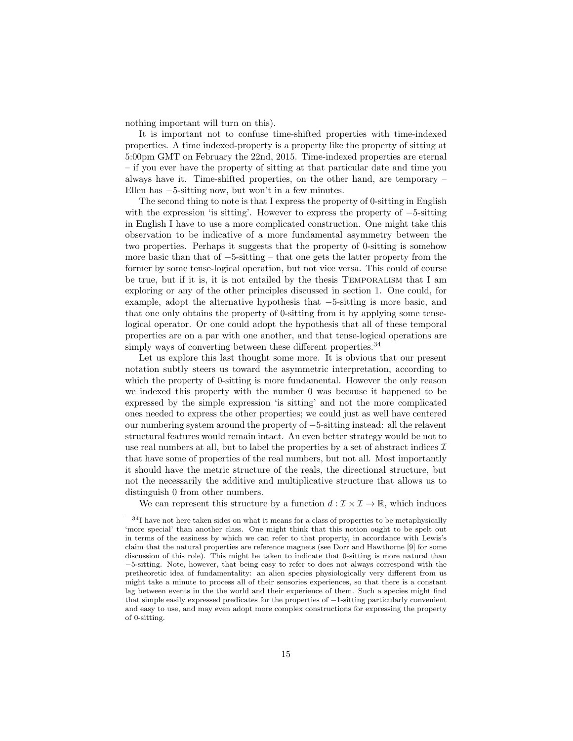nothing important will turn on this).

It is important not to confuse time-shifted properties with time-indexed properties. A time indexed-property is a property like the property of sitting at 5:00pm GMT on February the 22nd, 2015. Time-indexed properties are eternal – if you ever have the property of sitting at that particular date and time you always have it. Time-shifted properties, on the other hand, are temporary – Ellen has $-5$-sitting now, but won't in a few minutes.

The second thing to note is that I express the property of 0-sitting in English with the expression 'is sitting'. However to express the property of $-5$-sitting in English I have to use a more complicated construction. One might take this observation to be indicative of a more fundamental asymmetry between the two properties. Perhaps it suggests that the property of 0-sitting is somehow more basic than that of $-5$-sitting – that one gets the latter property from the former by some tense-logical operation, but not vice versa. This could of course be true, but if it is, it is not entailed by the thesis TEMPORALISM that I am exploring or any of the other principles discussed in section 1. One could, for example, adopt the alternative hypothesis that $-5$-sitting is more basic, and that one only obtains the property of 0-sitting from it by applying some tense-logical operator. Or one could adopt the hypothesis that all of these temporal properties are on a par with one another, and that tense-logical operations are simply ways of converting between these different properties.[34]

Let us explore this last thought some more. It is obvious that our present notation subtly steers us toward the asymmetric interpretation, according to which the property of 0-sitting is more fundamental. However the only reason we indexed this property with the number 0 was because it happened to be expressed by the simple expression 'is sitting' and not the more complicated ones needed to express the other properties; we could just as well have centered our numbering system around the property of $-5$-sitting instead: all the relavent structural features would remain intact. An even better strategy would be not to use real numbers at all, but to label the properties by a set of abstract indices $\mathcal{I}$ that have some of properties of the real numbers, but not all. Most importantly it should have the metric structure of the reals, the directional structure, but not the necessarily the additive and multiplicative structure that allows us to distinguish 0 from other numbers.

We can represent this structure by a function $d : \mathcal{I} \times \mathcal{I} \to \mathbb{R}$, which induces

[34] I have not here taken sides on what it means for a class of properties to be metaphysically 'more special' than another class. One might think that this notion ought to be spelt out in terms of the easiness by which we can refer to that property, in accordance with Lewis's claim that the natural properties are reference magnets (see Dorr and Hawthorne [9] for some discussion of this role). This might be taken to indicate that 0-sitting is more natural than $-5$-sitting. Note, however, that being easy to refer to does not always correspond with the pretheoretic idea of fundamentality: an alien species physiologically very different from us might take a minute to process all of their sensories experiences, so that there is a constant lag between events in the the world and their experience of them. Such a species might find that simple easily expressed predicates for the properties of $-1$-sitting particularly convenient and easy to use, and may even adopt more complex constructions for expressing the property of 0-sitting.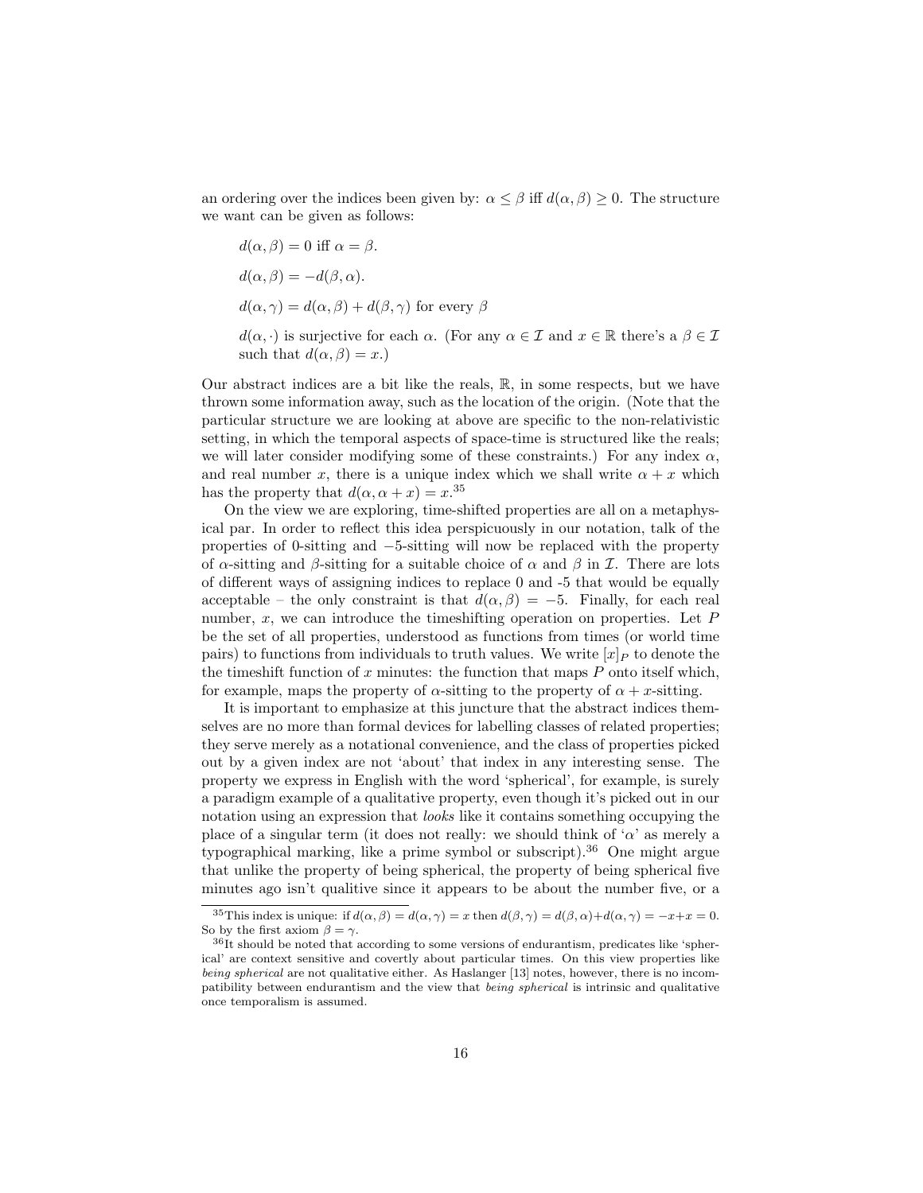an ordering over the indices been given by: $\alpha \leq \beta$ iff $d(\alpha, \beta) \geq 0$. The structure we want can be given as follows:

> $d(\alpha, \beta) = 0$ iff $\alpha = \beta$.
>
> $d(\alpha, \beta) = -d(\beta, \alpha)$.
>
> $d(\alpha, \gamma) = d(\alpha, \beta) + d(\beta, \gamma)$ for every $\beta$
>
> $d(\alpha, \cdot)$ is surjective for each $\alpha$. (For any $\alpha \in \mathcal{I}$ and $x \in \mathbb{R}$ there's a $\beta \in \mathcal{I}$ such that $d(\alpha, \beta) = x$.)

Our abstract indices are a bit like the reals, $\mathbb{R}$, in some respects, but we have thrown some information away, such as the location of the origin. (Note that the particular structure we are looking at above are specific to the non-relativistic setting, in which the temporal aspects of space-time is structured like the reals; we will later consider modifying some of these constraints.) For any index $\alpha$, and real number $x$, there is a unique index which we shall write $\alpha + x$ which has the property that $d(\alpha, \alpha + x) = x$.[35]

On the view we are exploring, time-shifted properties are all on a metaphysical par. In order to reflect this idea perspicuously in our notation, talk of the properties of 0-sitting and $-5$-sitting will now be replaced with the property of $\alpha$-sitting and $\beta$-sitting for a suitable choice of $\alpha$ and $\beta$ in $\mathcal{I}$. There are lots of different ways of assigning indices to replace 0 and -5 that would be equally acceptable – the only constraint is that $d(\alpha, \beta) = -5$. Finally, for each real number, $x$, we can introduce the timeshifting operation on properties. Let $P$ be the set of all properties, understood as functions from times (or world time pairs) to functions from individuals to truth values. We write $[x]_P$ to denote the the timeshift function of $x$ minutes: the function that maps $P$ onto itself which, for example, maps the property of $\alpha$-sitting to the property of $\alpha + x$-sitting.

It is important to emphasize at this juncture that the abstract indices themselves are no more than formal devices for labelling classes of related properties; they serve merely as a notational convenience, and the class of properties picked out by a given index are not 'about' that index in any interesting sense. The property we express in English with the word 'spherical', for example, is surely a paradigm example of a qualitative property, even though it's picked out in our notation using an expression that *looks* like it contains something occupying the place of a singular term (it does not really: we should think of '$\alpha$' as merely a typographical marking, like a prime symbol or subscript).[36] One might argue that unlike the property of being spherical, the property of being spherical five minutes ago isn't qualitive since it appears to be about the number five, or a

---

[35] This index is unique: if $d(\alpha, \beta) = d(\alpha, \gamma) = x$ then $d(\beta, \gamma) = d(\beta, \alpha) + d(\alpha, \gamma) = -x + x = 0$. So by the first axiom $\beta = \gamma$.

[36] It should be noted that according to some versions of endurantism, predicates like 'spherical' are context sensitive and covertly about particular times. On this view properties like *being spherical* are not qualitative either. As Haslanger [13] notes, however, there is no incompatibility between endurantism and the view that *being spherical* is intrinsic and qualitative once temporalism is assumed.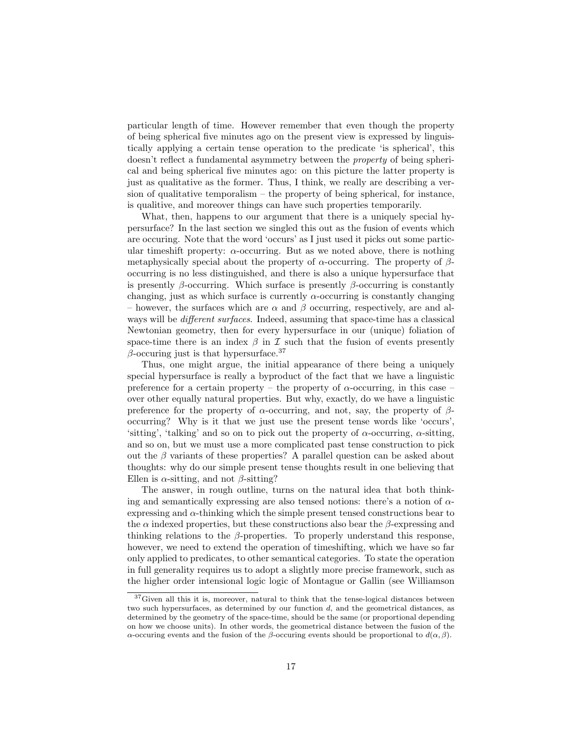particular length of time. However remember that even though the property of being spherical five minutes ago on the present view is expressed by linguistically applying a certain tense operation to the predicate 'is spherical', this doesn't reflect a fundamental asymmetry between the *property* of being spherical and being spherical five minutes ago: on this picture the latter property is just as qualitative as the former. Thus, I think, we really are describing a version of qualitative temporalism – the property of being spherical, for instance, is qualitive, and moreover things can have such properties temporarily.

What, then, happens to our argument that there is a uniquely special hypersurface? In the last section we singled this out as the fusion of events which are occuring. Note that the word 'occurs' as I just used it picks out some particular timeshift property: $\alpha$-occurring. But as we noted above, there is nothing metaphysically special about the property of $\alpha$-occurring. The property of $\beta$-occurring is no less distinguished, and there is also a unique hypersurface that is presently $\beta$-occurring. Which surface is presently $\beta$-occurring is constantly changing, just as which surface is currently $\alpha$-occurring is constantly changing – however, the surfaces which are $\alpha$ and $\beta$ occurring, respectively, are and always will be *different surfaces*. Indeed, assuming that space-time has a classical Newtonian geometry, then for every hypersurface in our (unique) foliation of space-time there is an index $\beta$ in $\mathcal{I}$ such that the fusion of events presently $\beta$-occuring just is that hypersurface.[37]

Thus, one might argue, the initial appearance of there being a uniquely special hypersurface is really a byproduct of the fact that we have a linguistic preference for a certain property – the property of $\alpha$-occurring, in this case – over other equally natural properties. But why, exactly, do we have a linguistic preference for the property of $\alpha$-occurring, and not, say, the property of $\beta$-occurring? Why is it that we just use the present tense words like 'occurs', 'sitting', 'talking' and so on to pick out the property of $\alpha$-occurring, $\alpha$-sitting, and so on, but we must use a more complicated past tense construction to pick out the $\beta$ variants of these properties? A parallel question can be asked about thoughts: why do our simple present tense thoughts result in one believing that Ellen is $\alpha$-sitting, and not $\beta$-sitting?

The answer, in rough outline, turns on the natural idea that both thinking and semantically expressing are also tensed notions: there's a notion of $\alpha$-expressing and $\alpha$-thinking which the simple present tensed constructions bear to the $\alpha$ indexed properties, but these constructions also bear the $\beta$-expressing and thinking relations to the $\beta$-properties. To properly understand this response, however, we need to extend the operation of timeshifting, which we have so far only applied to predicates, to other semantical categories. To state the operation in full generality requires us to adopt a slightly more precise framework, such as the higher order intensional logic logic of Montague or Gallin (see Williamson

[37] Given all this it is, moreover, natural to think that the tense-logical distances between two such hypersurfaces, as determined by our function $d$, and the geometrical distances, as determined by the geometry of the space-time, should be the same (or proportional depending on how we choose units). In other words, the geometrical distance between the fusion of the $\alpha$-occuring events and the fusion of the $\beta$-occuring events should be proportional to $d(\alpha, \beta)$.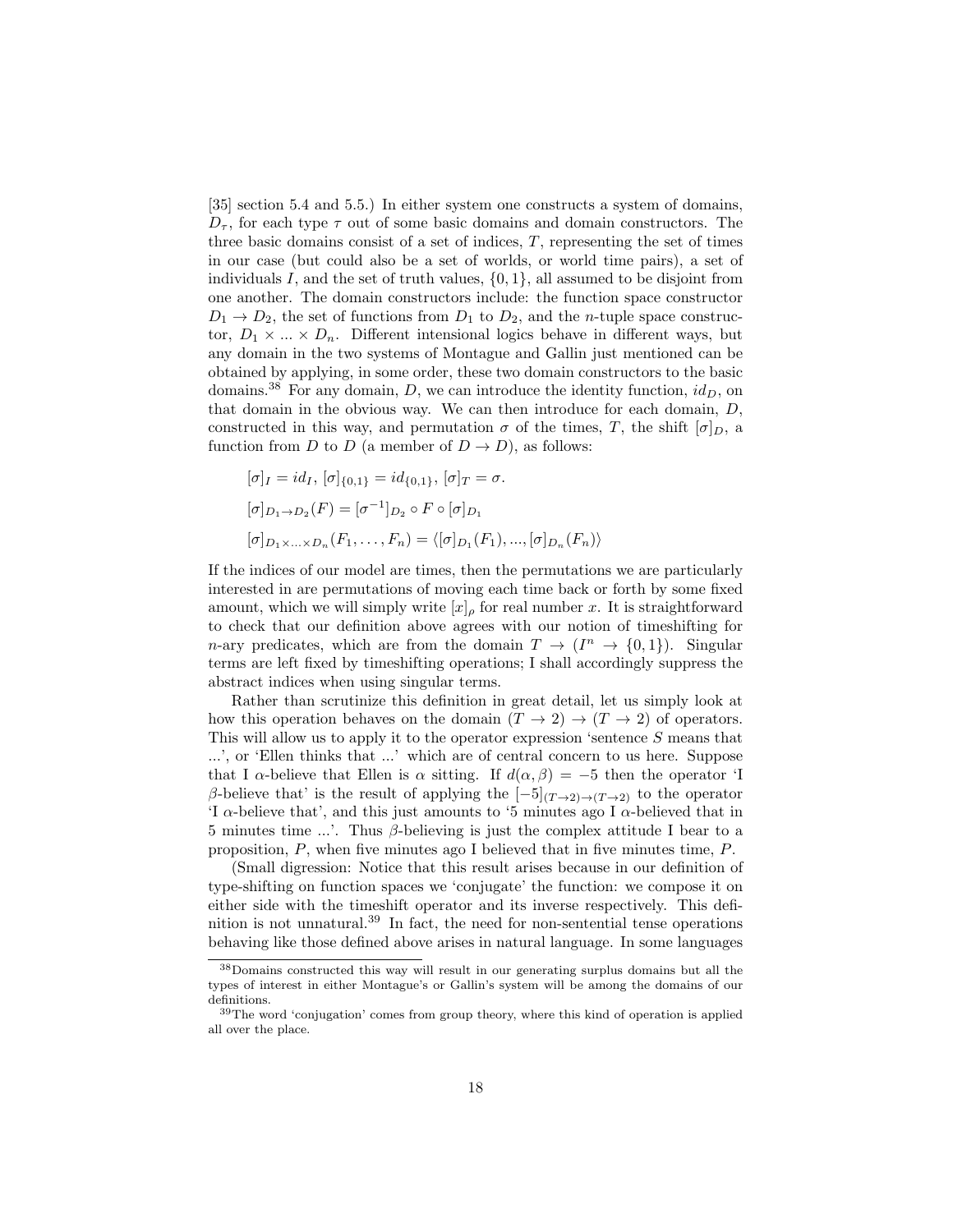[35] section 5.4 and 5.5.) In either system one constructs a system of domains, $D_\tau$, for each type $\tau$ out of some basic domains and domain constructors. The three basic domains consist of a set of indices, $T$, representing the set of times in our case (but could also be a set of worlds, or world time pairs), a set of individuals $I$, and the set of truth values, $\{0, 1\}$, all assumed to be disjoint from one another. The domain constructors include: the function space constructor $D_1 \to D_2$, the set of functions from $D_1$ to $D_2$, and the $n$-tuple space constructor, $D_1 \times ... \times D_n$. Different intensional logics behave in different ways, but any domain in the two systems of Montague and Gallin just mentioned can be obtained by applying, in some order, these two domain constructors to the basic domains.[38] For any domain, $D$, we can introduce the identity function, $id_D$, on that domain in the obvious way. We can then introduce for each domain, $D$, constructed in this way, and permutation $\sigma$ of the times, $T$, the shift $[\sigma]_D$, a function from $D$ to $D$ (a member of $D \to D$), as follows:

$$[\sigma]_I = id_I,\ [\sigma]_{\{0,1\}} = id_{\{0,1\}},\ [\sigma]_T = \sigma.$$

$$[\sigma]_{D_1 \to D_2}(F) = [\sigma^{-1}]_{D_2} \circ F \circ [\sigma]_{D_1}$$

$$[\sigma]_{D_1 \times ... \times D_n}(F_1, \ldots, F_n) = \langle [\sigma]_{D_1}(F_1), ..., [\sigma]_{D_n}(F_n) \rangle$$

If the indices of our model are times, then the permutations we are particularly interested in are permutations of moving each time back or forth by some fixed amount, which we will simply write $[x]_\rho$ for real number $x$. It is straightforward to check that our definition above agrees with our notion of timeshifting for $n$-ary predicates, which are from the domain $T \to (I^n \to \{0, 1\})$. Singular terms are left fixed by timeshifting operations; I shall accordingly suppress the abstract indices when using singular terms.

Rather than scrutinize this definition in great detail, let us simply look at how this operation behaves on the domain $(T \to 2) \to (T \to 2)$ of operators. This will allow us to apply it to the operator expression 'sentence $S$ means that ...', or 'Ellen thinks that ...' which are of central concern to us here. Suppose that I $\alpha$-believe that Ellen is $\alpha$ sitting. If $d(\alpha, \beta) = -5$ then the operator 'I $\beta$-believe that' is the result of applying the $[-5]_{(T\to 2)\to(T\to 2)}$ to the operator 'I $\alpha$-believe that', and this just amounts to '5 minutes ago I $\alpha$-believed that in 5 minutes time ...'. Thus $\beta$-believing is just the complex attitude I bear to a proposition, $P$, when five minutes ago I believed that in five minutes time, $P$.

(Small digression: Notice that this result arises because in our definition of type-shifting on function spaces we 'conjugate' the function: we compose it on either side with the timeshift operator and its inverse respectively. This definition is not unnatural.[39] In fact, the need for non-sentential tense operations behaving like those defined above arises in natural language. In some languages

[38] Domains constructed this way will result in our generating surplus domains but all the types of interest in either Montague's or Gallin's system will be among the domains of our definitions.

[39] The word 'conjugation' comes from group theory, where this kind of operation is applied all over the place.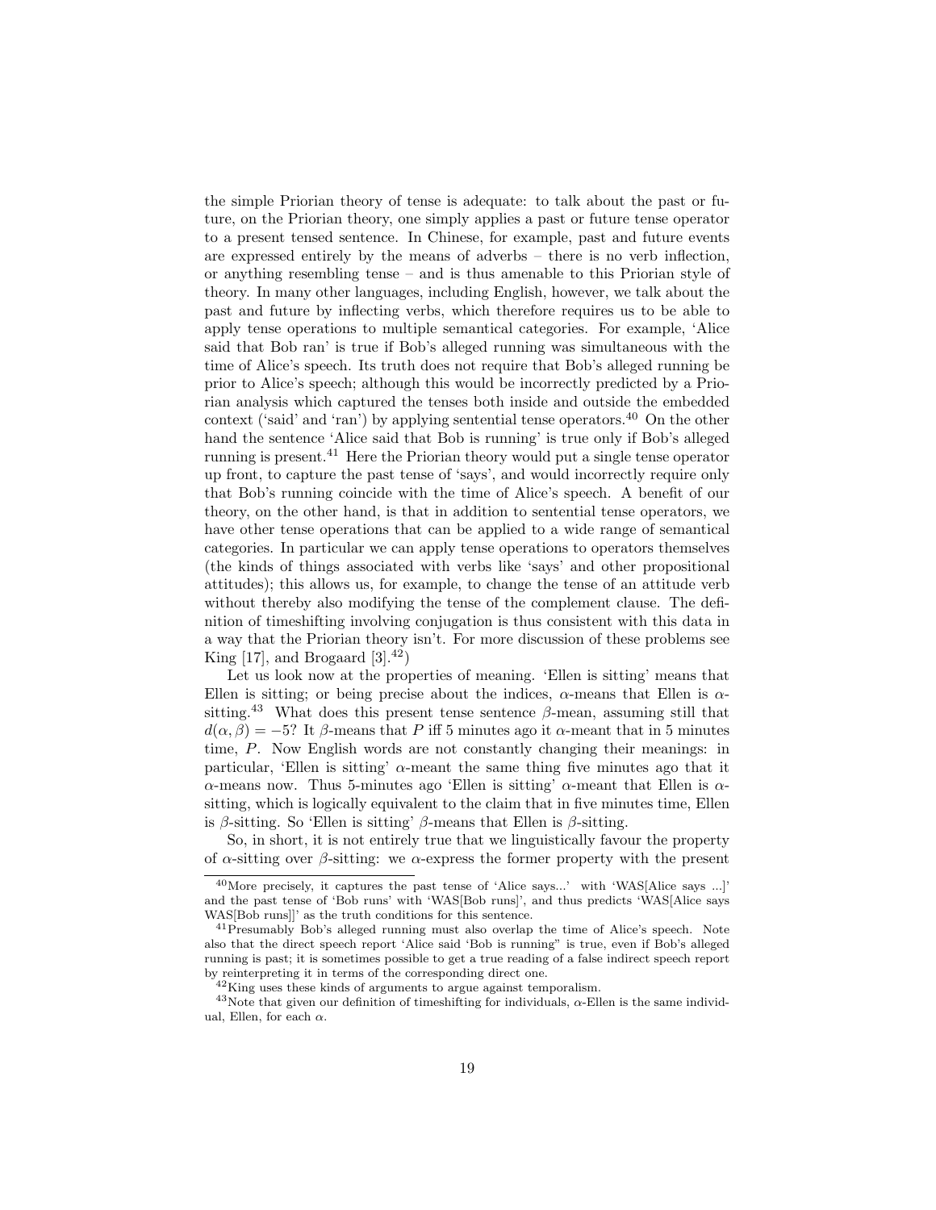the simple Priorian theory of tense is adequate: to talk about the past or future, on the Priorian theory, one simply applies a past or future tense operator to a present tensed sentence. In Chinese, for example, past and future events are expressed entirely by the means of adverbs – there is no verb inflection, or anything resembling tense – and is thus amenable to this Priorian style of theory. In many other languages, including English, however, we talk about the past and future by inflecting verbs, which therefore requires us to be able to apply tense operations to multiple semantical categories. For example, 'Alice said that Bob ran' is true if Bob's alleged running was simultaneous with the time of Alice's speech. Its truth does not require that Bob's alleged running be prior to Alice's speech; although this would be incorrectly predicted by a Priorian analysis which captured the tenses both inside and outside the embedded context ('said' and 'ran') by applying sentential tense operators.[40] On the other hand the sentence 'Alice said that Bob is running' is true only if Bob's alleged running is present.[41] Here the Priorian theory would put a single tense operator up front, to capture the past tense of 'says', and would incorrectly require only that Bob's running coincide with the time of Alice's speech. A benefit of our theory, on the other hand, is that in addition to sentential tense operators, we have other tense operations that can be applied to a wide range of semantical categories. In particular we can apply tense operations to operators themselves (the kinds of things associated with verbs like 'says' and other propositional attitudes); this allows us, for example, to change the tense of an attitude verb without thereby also modifying the tense of the complement clause. The definition of timeshifting involving conjugation is thus consistent with this data in a way that the Priorian theory isn't. For more discussion of these problems see King [17], and Brogaard [3].[42])

Let us look now at the properties of meaning. 'Ellen is sitting' means that Ellen is sitting; or being precise about the indices, $\alpha$-means that Ellen is $\alpha$-sitting.[43] What does this present tense sentence $\beta$-mean, assuming still that $d(\alpha, \beta) = -5$? It $\beta$-means that $P$ iff 5 minutes ago it $\alpha$-meant that in 5 minutes time, $P$. Now English words are not constantly changing their meanings: in particular, 'Ellen is sitting' $\alpha$-meant the same thing five minutes ago that it $\alpha$-means now. Thus 5-minutes ago 'Ellen is sitting' $\alpha$-meant that Ellen is $\alpha$-sitting, which is logically equivalent to the claim that in five minutes time, Ellen is $\beta$-sitting. So 'Ellen is sitting' $\beta$-means that Ellen is $\beta$-sitting.

So, in short, it is not entirely true that we linguistically favour the property of $\alpha$-sitting over $\beta$-sitting: we $\alpha$-express the former property with the present

---

[40] More precisely, it captures the past tense of 'Alice says...' with 'WAS[Alice says ...]' and the past tense of 'Bob runs' with 'WAS[Bob runs]', and thus predicts 'WAS[Alice says WAS[Bob runs]]' as the truth conditions for this sentence.

[41] Presumably Bob's alleged running must also overlap the time of Alice's speech. Note also that the direct speech report 'Alice said 'Bob is running'' is true, even if Bob's alleged running is past; it is sometimes possible to get a true reading of a false indirect speech report by reinterpreting it in terms of the corresponding direct one.

[42] King uses these kinds of arguments to argue against temporalism.

[43] Note that given our definition of timeshifting for individuals, $\alpha$-Ellen is the same individual, Ellen, for each $\alpha$.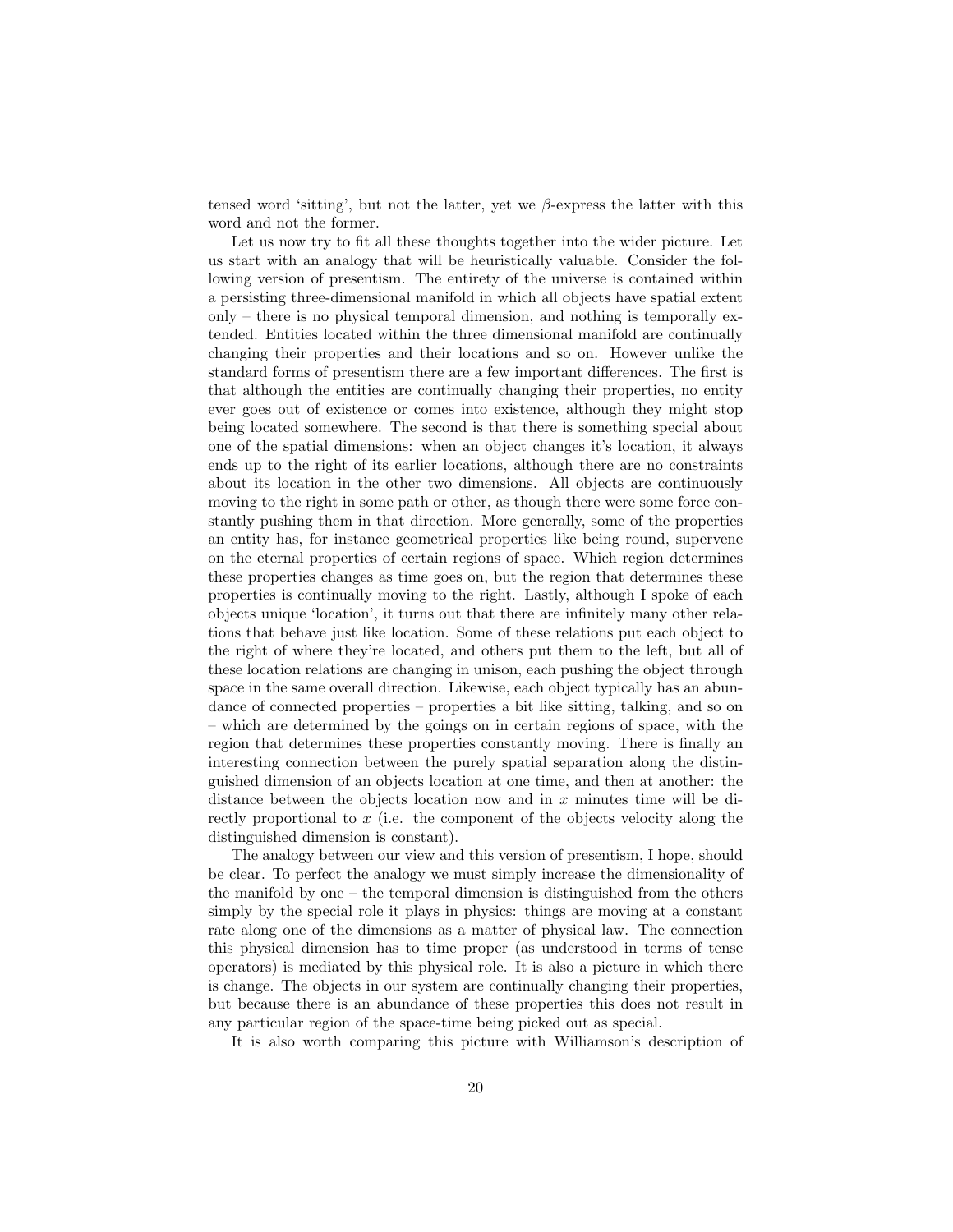tensed word 'sitting', but not the latter, yet we $\beta$-express the latter with this word and not the former.

Let us now try to fit all these thoughts together into the wider picture. Let us start with an analogy that will be heuristically valuable. Consider the following version of presentism. The entirety of the universe is contained within a persisting three-dimensional manifold in which all objects have spatial extent only – there is no physical temporal dimension, and nothing is temporally extended. Entities located within the three dimensional manifold are continually changing their properties and their locations and so on. However unlike the standard forms of presentism there are a few important differences. The first is that although the entities are continually changing their properties, no entity ever goes out of existence or comes into existence, although they might stop being located somewhere. The second is that there is something special about one of the spatial dimensions: when an object changes it's location, it always ends up to the right of its earlier locations, although there are no constraints about its location in the other two dimensions. All objects are continuously moving to the right in some path or other, as though there were some force constantly pushing them in that direction. More generally, some of the properties an entity has, for instance geometrical properties like being round, supervene on the eternal properties of certain regions of space. Which region determines these properties changes as time goes on, but the region that determines these properties is continually moving to the right. Lastly, although I spoke of each objects unique 'location', it turns out that there are infinitely many other relations that behave just like location. Some of these relations put each object to the right of where they're located, and others put them to the left, but all of these location relations are changing in unison, each pushing the object through space in the same overall direction. Likewise, each object typically has an abundance of connected properties – properties a bit like sitting, talking, and so on – which are determined by the goings on in certain regions of space, with the region that determines these properties constantly moving. There is finally an interesting connection between the purely spatial separation along the distinguished dimension of an objects location at one time, and then at another: the distance between the objects location now and in $x$ minutes time will be directly proportional to $x$ (i.e. the component of the objects velocity along the distinguished dimension is constant).

The analogy between our view and this version of presentism, I hope, should be clear. To perfect the analogy we must simply increase the dimensionality of the manifold by one – the temporal dimension is distinguished from the others simply by the special role it plays in physics: things are moving at a constant rate along one of the dimensions as a matter of physical law. The connection this physical dimension has to time proper (as understood in terms of tense operators) is mediated by this physical role. It is also a picture in which there is change. The objects in our system are continually changing their properties, but because there is an abundance of these properties this does not result in any particular region of the space-time being picked out as special.

It is also worth comparing this picture with Williamson's description of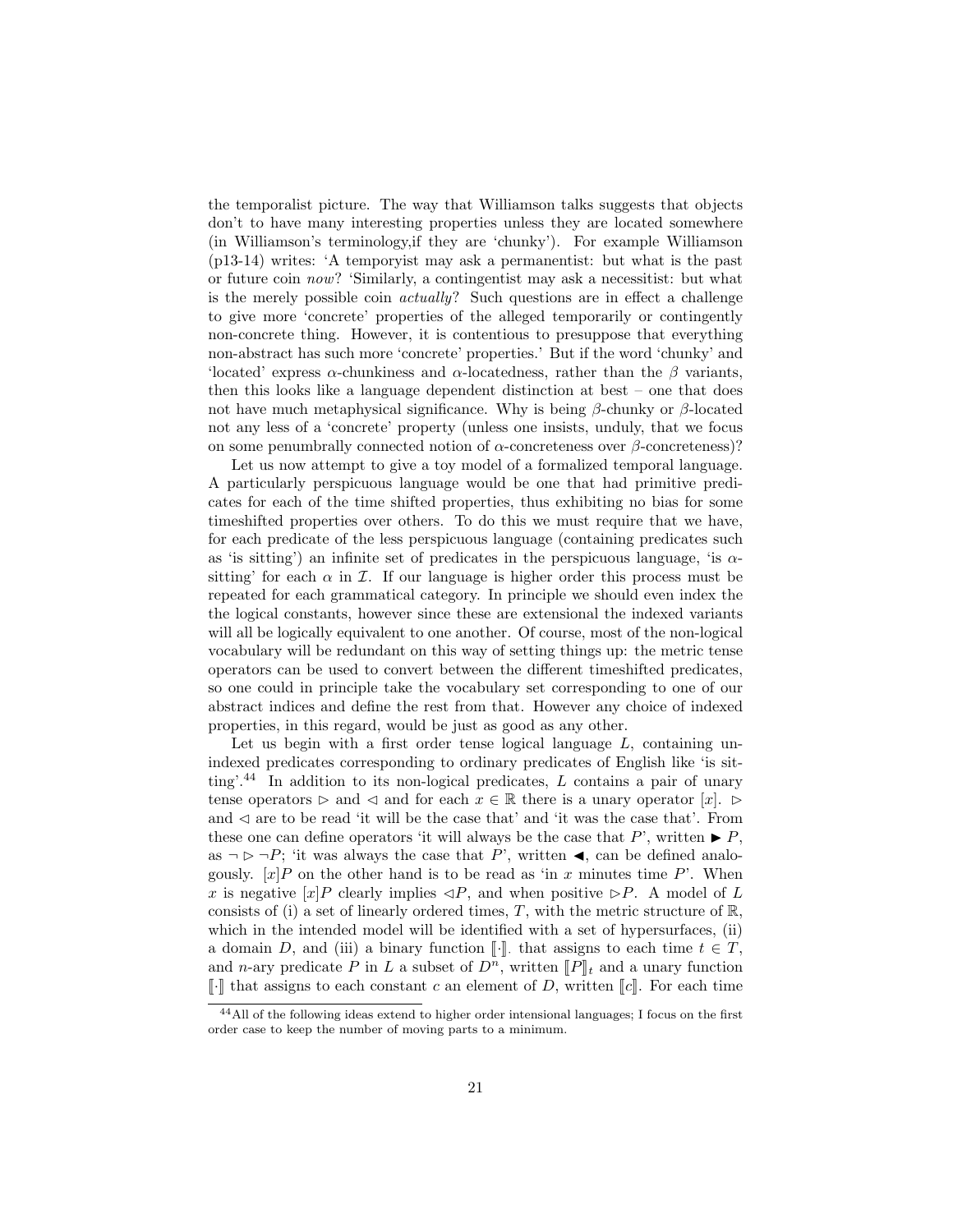the temporalist picture. The way that Williamson talks suggests that objects don't to have many interesting properties unless they are located somewhere (in Williamson's terminology,if they are 'chunky'). For example Williamson (p13-14) writes: 'A temporyist may ask a permanentist: but what is the past or future coin *now*? 'Similarly, a contingentist may ask a necessitist: but what is the merely possible coin *actually*? Such questions are in effect a challenge to give more 'concrete' properties of the alleged temporarily or contingently non-concrete thing. However, it is contentious to presuppose that everything non-abstract has such more 'concrete' properties.' But if the word 'chunky' and 'located' express $\alpha$-chunkiness and $\alpha$-locatedness, rather than the $\beta$ variants, then this looks like a language dependent distinction at best – one that does not have much metaphysical significance. Why is being $\beta$-chunky or $\beta$-located not any less of a 'concrete' property (unless one insists, unduly, that we focus on some penumbrally connected notion of $\alpha$-concreteness over $\beta$-concreteness)?

Let us now attempt to give a toy model of a formalized temporal language. A particularly perspicuous language would be one that had primitive predicates for each of the time shifted properties, thus exhibiting no bias for some timeshifted properties over others. To do this we must require that we have, for each predicate of the less perspicuous language (containing predicates such as 'is sitting') an infinite set of predicates in the perspicuous language, 'is $\alpha$-sitting' for each $\alpha$ in $\mathcal{I}$. If our language is higher order this process must be repeated for each grammatical category. In principle we should even index the the logical constants, however since these are extensional the indexed variants will all be logically equivalent to one another. Of course, most of the non-logical vocabulary will be redundant on this way of setting things up: the metric tense operators can be used to convert between the different timeshifted predicates, so one could in principle take the vocabulary set corresponding to one of our abstract indices and define the rest from that. However any choice of indexed properties, in this regard, would be just as good as any other.

Let us begin with a first order tense logical language $L$, containing unindexed predicates corresponding to ordinary predicates of English like 'is sitting'.[44] In addition to its non-logical predicates, $L$ contains a pair of unary tense operators $\rhd$ and $\lhd$ and for each $x \in \mathbb{R}$ there is a unary operator $[x]$. $\rhd$ and $\lhd$ are to be read 'it will be the case that' and 'it was the case that'. From these one can define operators 'it will always be the case that $P$', written $\blacktriangleright P$, as $\neg \rhd \neg P$; 'it was always the case that $P$', written $\blacktriangleleft$, can be defined analogously. $[x]P$ on the other hand is to be read as 'in $x$ minutes time $P$'. When $x$ is negative $[x]P$ clearly implies $\lhd P$, and when positive $\rhd P$. A model of $L$ consists of (i) a set of linearly ordered times, $T$, with the metric structure of $\mathbb{R}$, which in the intended model will be identified with a set of hypersurfaces, (ii) a domain $D$, and (iii) a binary function $[\![\cdot]\!]_\cdot$ that assigns to each time $t \in T$, and $n$-ary predicate $P$ in $L$ a subset of $D^n$, written $[\![P]\!]_t$ and a unary function $[\![\cdot]\!]$ that assigns to each constant $c$ an element of $D$, written $[\![c]\!]$. For each time

[44] All of the following ideas extend to higher order intensional languages; I focus on the first order case to keep the number of moving parts to a minimum.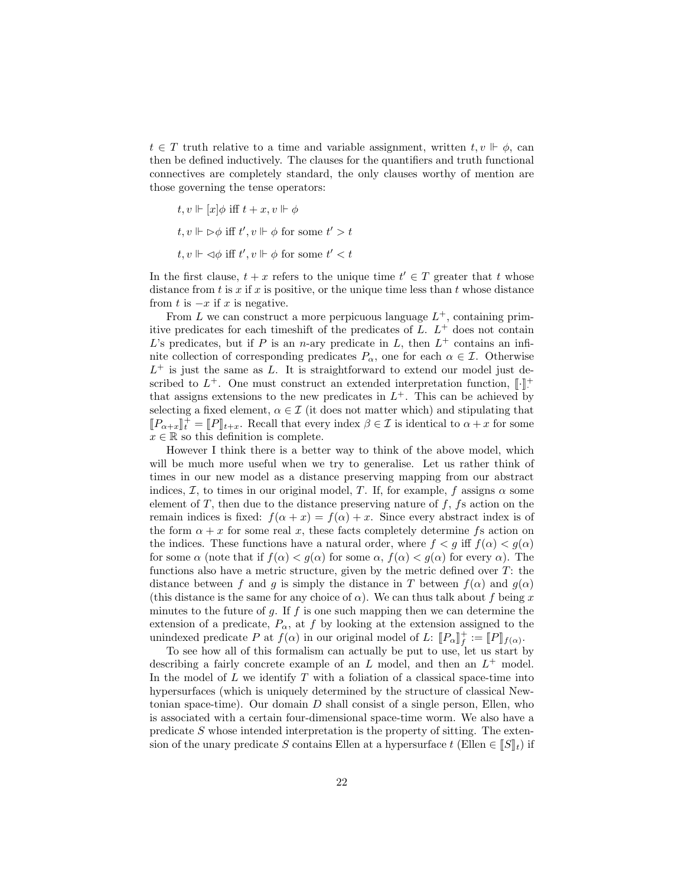$t \in T$ truth relative to a time and variable assignment, written $t, v \Vdash \phi$, can then be defined inductively. The clauses for the quantifiers and truth functional connectives are completely standard, the only clauses worthy of mention are those governing the tense operators:

$t, v \Vdash [x]\phi$ iff $t + x, v \Vdash \phi$

$t, v \Vdash \rhd\phi$ iff $t', v \Vdash \phi$ for some $t' > t$

$t, v \Vdash \lhd\phi$ iff $t', v \Vdash \phi$ for some $t' < t$

In the first clause, $t + x$ refers to the unique time $t' \in T$ greater that $t$ whose distance from $t$ is $x$ if $x$ is positive, or the unique time less than $t$ whose distance from $t$ is $-x$ if $x$ is negative.

From $L$ we can construct a more perpicuous language $L^+$, containing primitive predicates for each timeshift of the predicates of $L$. $L^+$ does not contain $L$'s predicates, but if $P$ is an $n$-ary predicate in $L$, then $L^+$ contains an infinite collection of corresponding predicates $P_\alpha$, one for each $\alpha \in \mathcal{I}$. Otherwise $L^+$ is just the same as $L$. It is straightforward to extend our model just described to $L^+$. One must construct an extended interpretation function, $[\![\cdot]\!]^+_\cdot$ that assigns extensions to the new predicates in $L^+$. This can be achieved by selecting a fixed element, $\alpha \in \mathcal{I}$ (it does not matter which) and stipulating that $[\![P_{\alpha+x}]\!]^+_t = [\![P]\!]_{t+x}$. Recall that every index $\beta \in \mathcal{I}$ is identical to $\alpha + x$ for some $x \in \mathbb{R}$ so this definition is complete.

However I think there is a better way to think of the above model, which will be much more useful when we try to generalise. Let us rather think of times in our new model as a distance preserving mapping from our abstract indices, $\mathcal{I}$, to times in our original model, $T$. If, for example, $f$ assigns $\alpha$ some element of $T$, then due to the distance preserving nature of $f$, $f$s action on the remain indices is fixed: $f(\alpha + x) = f(\alpha) + x$. Since every abstract index is of the form $\alpha + x$ for some real $x$, these facts completely determine $f$s action on the indices. These functions have a natural order, where $f < g$ iff $f(\alpha) < g(\alpha)$ for some $\alpha$ (note that if $f(\alpha) < g(\alpha)$ for some $\alpha$, $f(\alpha) < g(\alpha)$ for every $\alpha$). The functions also have a metric structure, given by the metric defined over $T$: the distance between $f$ and $g$ is simply the distance in $T$ between $f(\alpha)$ and $g(\alpha)$ (this distance is the same for any choice of $\alpha$). We can thus talk about $f$ being $x$ minutes to the future of $g$. If $f$ is one such mapping then we can determine the extension of a predicate, $P_\alpha$, at $f$ by looking at the extension assigned to the unindexed predicate $P$ at $f(\alpha)$ in our original model of $L$: $[\![P_\alpha]\!]^+_f := [\![P]\!]_{f(\alpha)}$.

To see how all of this formalism can actually be put to use, let us start by describing a fairly concrete example of an $L$ model, and then an $L^+$ model. In the model of $L$ we identify $T$ with a foliation of a classical space-time into hypersurfaces (which is uniquely determined by the structure of classical Newtonian space-time). Our domain $D$ shall consist of a single person, Ellen, who is associated with a certain four-dimensional space-time worm. We also have a predicate $S$ whose intended interpretation is the property of sitting. The extension of the unary predicate $S$ contains Ellen at a hypersurface $t$ (Ellen $\in [\![S]\!]_t$) if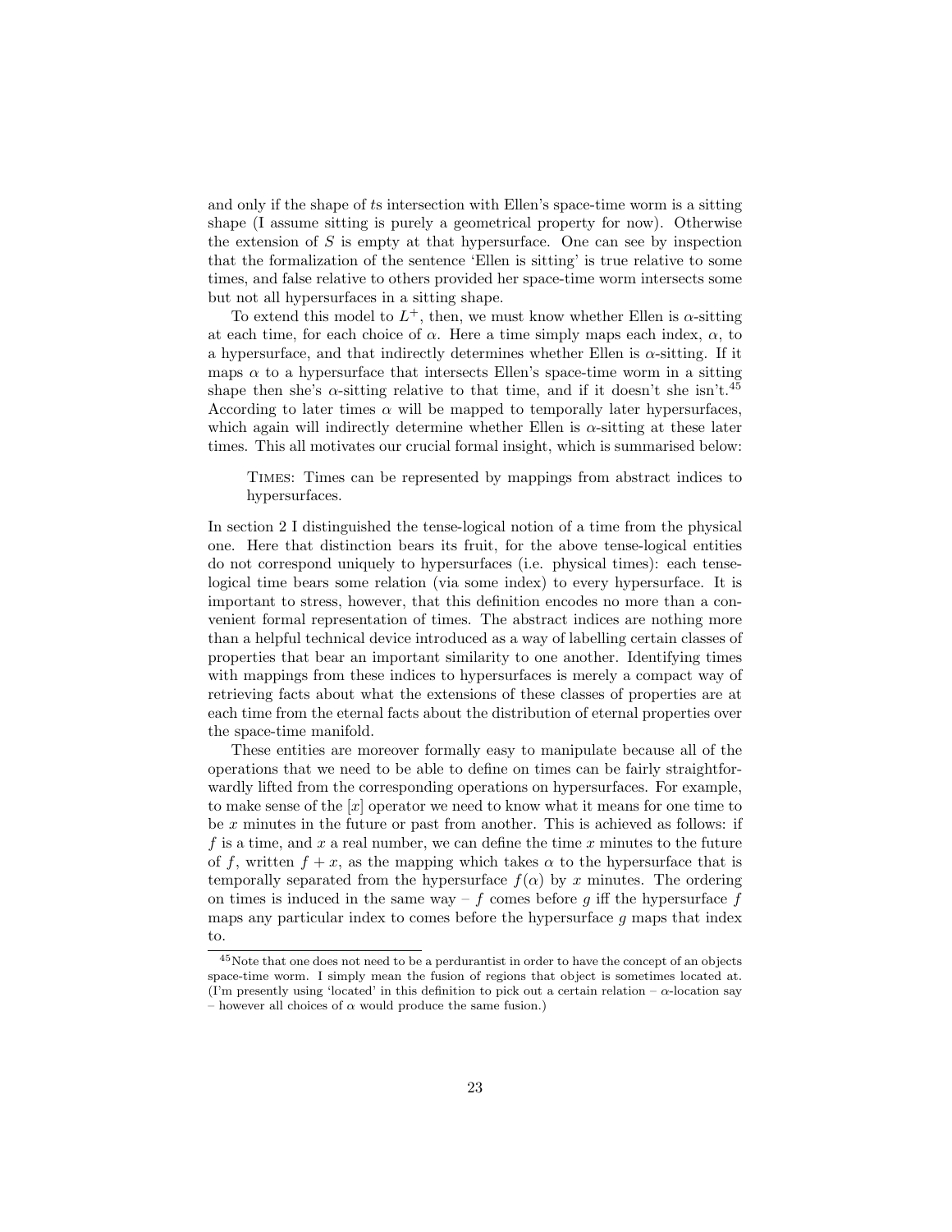and only if the shape of $t$s intersection with Ellen's space-time worm is a sitting shape (I assume sitting is purely a geometrical property for now). Otherwise the extension of $S$ is empty at that hypersurface. One can see by inspection that the formalization of the sentence 'Ellen is sitting' is true relative to some times, and false relative to others provided her space-time worm intersects some but not all hypersurfaces in a sitting shape.

To extend this model to $L^+$, then, we must know whether Ellen is $\alpha$-sitting at each time, for each choice of $\alpha$. Here a time simply maps each index, $\alpha$, to a hypersurface, and that indirectly determines whether Ellen is $\alpha$-sitting. If it maps $\alpha$ to a hypersurface that intersects Ellen's space-time worm in a sitting shape then she's $\alpha$-sitting relative to that time, and if it doesn't she isn't.[45] According to later times $\alpha$ will be mapped to temporally later hypersurfaces, which again will indirectly determine whether Ellen is $\alpha$-sitting at these later times. This all motivates our crucial formal insight, which is summarised below:

> Times: Times can be represented by mappings from abstract indices to hypersurfaces.

In section 2 I distinguished the tense-logical notion of a time from the physical one. Here that distinction bears its fruit, for the above tense-logical entities do not correspond uniquely to hypersurfaces (i.e. physical times): each tense-logical time bears some relation (via some index) to every hypersurface. It is important to stress, however, that this definition encodes no more than a convenient formal representation of times. The abstract indices are nothing more than a helpful technical device introduced as a way of labelling certain classes of properties that bear an important similarity to one another. Identifying times with mappings from these indices to hypersurfaces is merely a compact way of retrieving facts about what the extensions of these classes of properties are at each time from the eternal facts about the distribution of eternal properties over the space-time manifold.

These entities are moreover formally easy to manipulate because all of the operations that we need to be able to define on times can be fairly straightforwardly lifted from the corresponding operations on hypersurfaces. For example, to make sense of the $[x]$ operator we need to know what it means for one time to be $x$ minutes in the future or past from another. This is achieved as follows: if $f$ is a time, and $x$ a real number, we can define the time $x$ minutes to the future of $f$, written $f + x$, as the mapping which takes $\alpha$ to the hypersurface that is temporally separated from the hypersurface $f(\alpha)$ by $x$ minutes. The ordering on times is induced in the same way – $f$ comes before $g$ iff the hypersurface $f$ maps any particular index to comes before the hypersurface $g$ maps that index to.

[45] Note that one does not need to be a perdurantist in order to have the concept of an objects space-time worm. I simply mean the fusion of regions that object is sometimes located at. (I'm presently using 'located' in this definition to pick out a certain relation – $\alpha$-location say – however all choices of $\alpha$ would produce the same fusion.)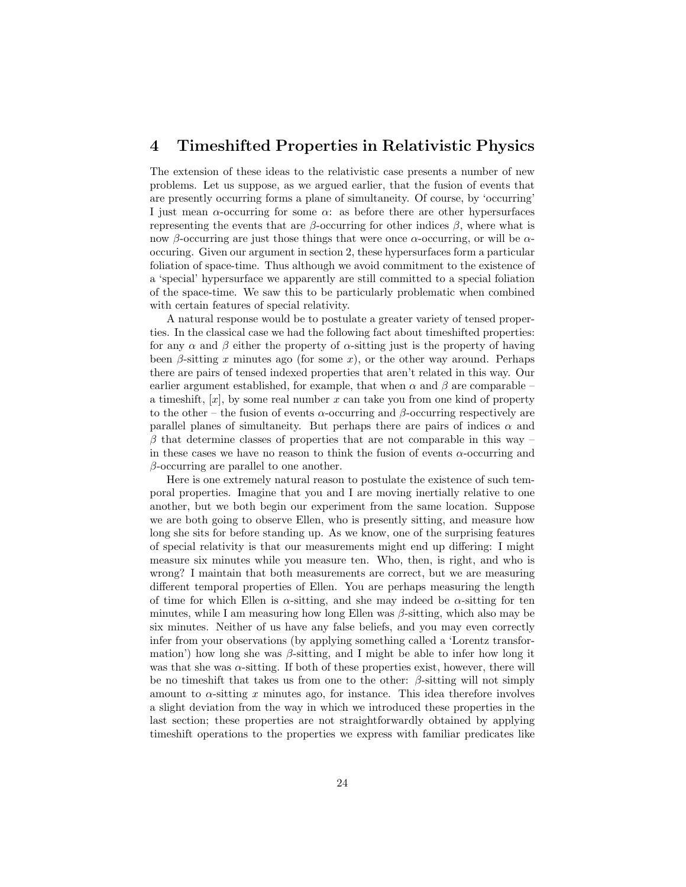## 4 Timeshifted Properties in Relativistic Physics

The extension of these ideas to the relativistic case presents a number of new problems. Let us suppose, as we argued earlier, that the fusion of events that are presently occurring forms a plane of simultaneity. Of course, by 'occurring' I just mean $\alpha$-occurring for some $\alpha$: as before there are other hypersurfaces representing the events that are $\beta$-occurring for other indices $\beta$, where what is now $\beta$-occurring are just those things that were once $\alpha$-occurring, or will be $\alpha$-occuring. Given our argument in section 2, these hypersurfaces form a particular foliation of space-time. Thus although we avoid commitment to the existence of a 'special' hypersurface we apparently are still committed to a special foliation of the space-time. We saw this to be particularly problematic when combined with certain features of special relativity.

A natural response would be to postulate a greater variety of tensed properties. In the classical case we had the following fact about timeshifted properties: for any $\alpha$ and $\beta$ either the property of $\alpha$-sitting just is the property of having been $\beta$-sitting $x$ minutes ago (for some $x$), or the other way around. Perhaps there are pairs of tensed indexed properties that aren't related in this way. Our earlier argument established, for example, that when $\alpha$ and $\beta$ are comparable – a timeshift, $[x]$, by some real number $x$ can take you from one kind of property to the other – the fusion of events $\alpha$-occurring and $\beta$-occurring respectively are parallel planes of simultaneity. But perhaps there are pairs of indices $\alpha$ and $\beta$ that determine classes of properties that are not comparable in this way – in these cases we have no reason to think the fusion of events $\alpha$-occurring and $\beta$-occurring are parallel to one another.

Here is one extremely natural reason to postulate the existence of such temporal properties. Imagine that you and I are moving inertially relative to one another, but we both begin our experiment from the same location. Suppose we are both going to observe Ellen, who is presently sitting, and measure how long she sits for before standing up. As we know, one of the surprising features of special relativity is that our measurements might end up differing: I might measure six minutes while you measure ten. Who, then, is right, and who is wrong? I maintain that both measurements are correct, but we are measuring different temporal properties of Ellen. You are perhaps measuring the length of time for which Ellen is $\alpha$-sitting, and she may indeed be $\alpha$-sitting for ten minutes, while I am measuring how long Ellen was $\beta$-sitting, which also may be six minutes. Neither of us have any false beliefs, and you may even correctly infer from your observations (by applying something called a 'Lorentz transformation') how long she was $\beta$-sitting, and I might be able to infer how long it was that she was $\alpha$-sitting. If both of these properties exist, however, there will be no timeshift that takes us from one to the other: $\beta$-sitting will not simply amount to $\alpha$-sitting $x$ minutes ago, for instance. This idea therefore involves a slight deviation from the way in which we introduced these properties in the last section; these properties are not straightforwardly obtained by applying timeshift operations to the properties we express with familiar predicates like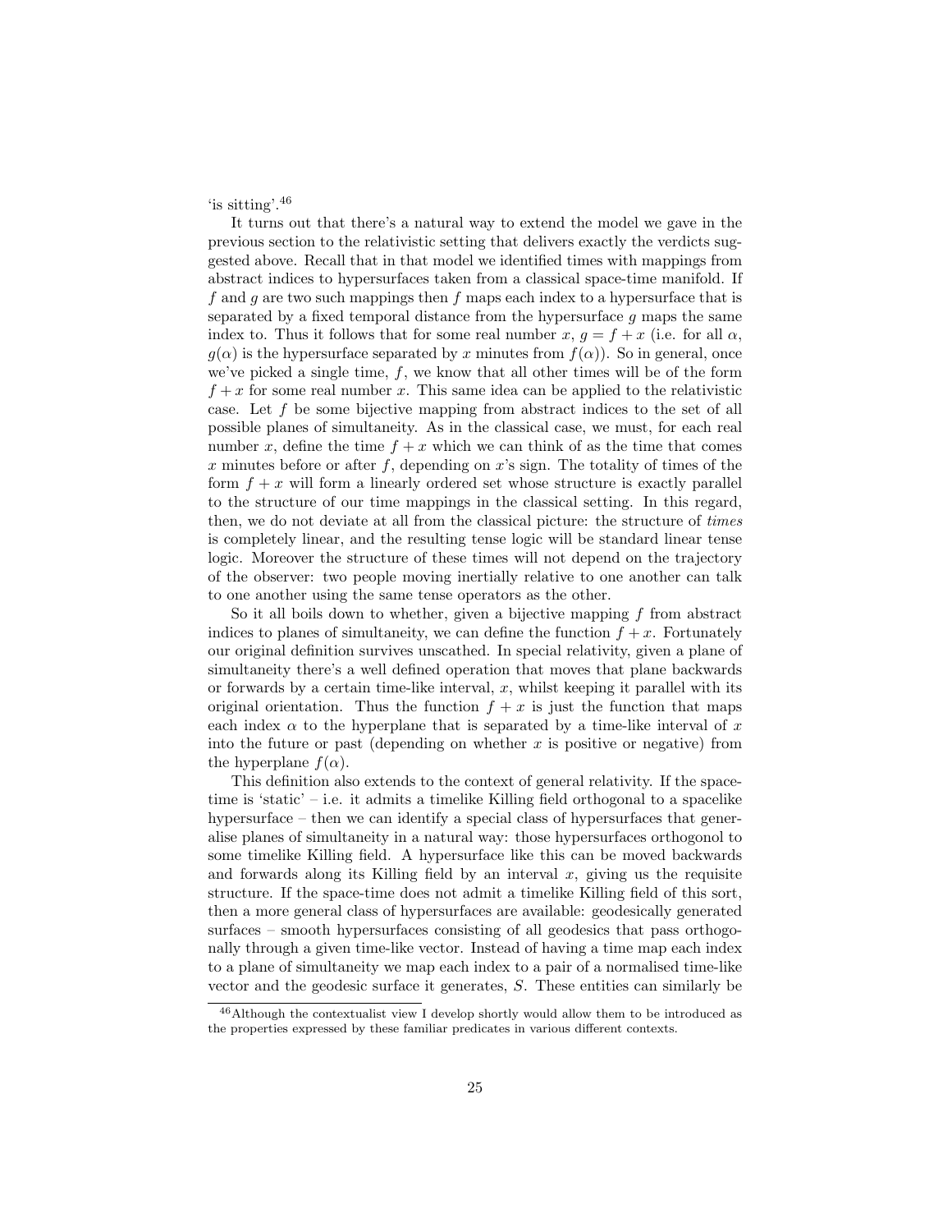'is sitting'.[46]

It turns out that there's a natural way to extend the model we gave in the previous section to the relativistic setting that delivers exactly the verdicts suggested above. Recall that in that model we identified times with mappings from abstract indices to hypersurfaces taken from a classical space-time manifold. If $f$ and $g$ are two such mappings then $f$ maps each index to a hypersurface that is separated by a fixed temporal distance from the hypersurface $g$ maps the same index to. Thus it follows that for some real number $x$, $g = f + x$ (i.e. for all $\alpha$, $g(\alpha)$ is the hypersurface separated by $x$ minutes from $f(\alpha)$). So in general, once we've picked a single time, $f$, we know that all other times will be of the form $f + x$ for some real number $x$. This same idea can be applied to the relativistic case. Let $f$ be some bijective mapping from abstract indices to the set of all possible planes of simultaneity. As in the classical case, we must, for each real number $x$, define the time $f + x$ which we can think of as the time that comes $x$ minutes before or after $f$, depending on $x$'s sign. The totality of times of the form $f + x$ will form a linearly ordered set whose structure is exactly parallel to the structure of our time mappings in the classical setting. In this regard, then, we do not deviate at all from the classical picture: the structure of *times* is completely linear, and the resulting tense logic will be standard linear tense logic. Moreover the structure of these times will not depend on the trajectory of the observer: two people moving inertially relative to one another can talk to one another using the same tense operators as the other.

So it all boils down to whether, given a bijective mapping $f$ from abstract indices to planes of simultaneity, we can define the function $f + x$. Fortunately our original definition survives unscathed. In special relativity, given a plane of simultaneity there's a well defined operation that moves that plane backwards or forwards by a certain time-like interval, $x$, whilst keeping it parallel with its original orientation. Thus the function $f + x$ is just the function that maps each index $\alpha$ to the hyperplane that is separated by a time-like interval of $x$ into the future or past (depending on whether $x$ is positive or negative) from the hyperplane $f(\alpha)$.

This definition also extends to the context of general relativity. If the space-time is 'static' – i.e. it admits a timelike Killing field orthogonal to a spacelike hypersurface – then we can identify a special class of hypersurfaces that generalise planes of simultaneity in a natural way: those hypersurfaces orthogonol to some timelike Killing field. A hypersurface like this can be moved backwards and forwards along its Killing field by an interval $x$, giving us the requisite structure. If the space-time does not admit a timelike Killing field of this sort, then a more general class of hypersurfaces are available: geodesically generated surfaces – smooth hypersurfaces consisting of all geodesics that pass orthogonally through a given time-like vector. Instead of having a time map each index to a plane of simultaneity we map each index to a pair of a normalised time-like vector and the geodesic surface it generates, $S$. These entities can similarly be

[46] Although the contextualist view I develop shortly would allow them to be introduced as the properties expressed by these familiar predicates in various different contexts.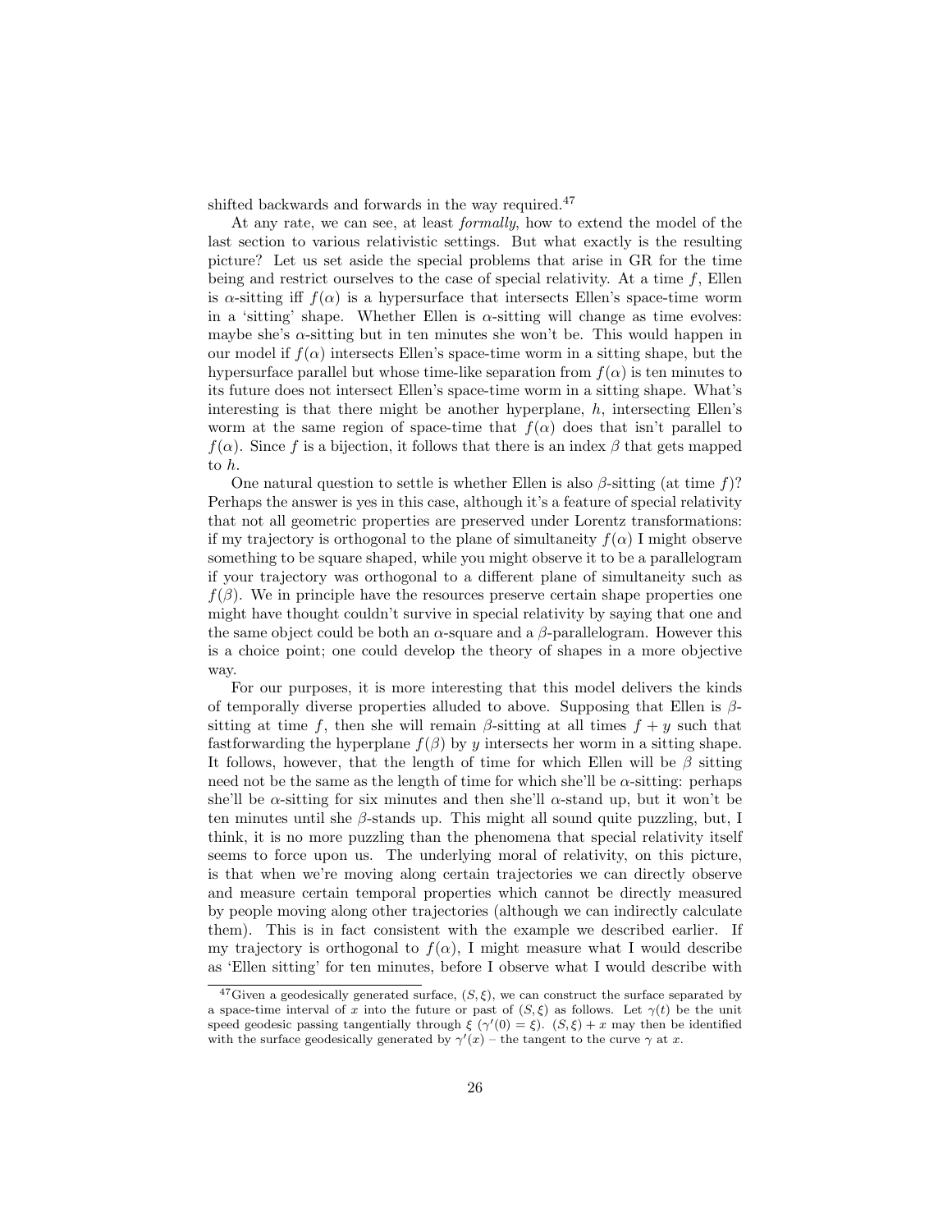shifted backwards and forwards in the way required.[47]

At any rate, we can see, at least *formally*, how to extend the model of the last section to various relativistic settings. But what exactly is the resulting picture? Let us set aside the special problems that arise in GR for the time being and restrict ourselves to the case of special relativity. At a time $f$, Ellen is $\alpha$-sitting iff $f(\alpha)$ is a hypersurface that intersects Ellen's space-time worm in a 'sitting' shape. Whether Ellen is $\alpha$-sitting will change as time evolves: maybe she's $\alpha$-sitting but in ten minutes she won't be. This would happen in our model if $f(\alpha)$ intersects Ellen's space-time worm in a sitting shape, but the hypersurface parallel but whose time-like separation from $f(\alpha)$ is ten minutes to its future does not intersect Ellen's space-time worm in a sitting shape. What's interesting is that there might be another hyperplane, $h$, intersecting Ellen's worm at the same region of space-time that $f(\alpha)$ does that isn't parallel to $f(\alpha)$. Since $f$ is a bijection, it follows that there is an index $\beta$ that gets mapped to $h$.

One natural question to settle is whether Ellen is also $\beta$-sitting (at time $f$)? Perhaps the answer is yes in this case, although it's a feature of special relativity that not all geometric properties are preserved under Lorentz transformations: if my trajectory is orthogonal to the plane of simultaneity $f(\alpha)$ I might observe something to be square shaped, while you might observe it to be a parallelogram if your trajectory was orthogonal to a different plane of simultaneity such as $f(\beta)$. We in principle have the resources preserve certain shape properties one might have thought couldn't survive in special relativity by saying that one and the same object could be both an $\alpha$-square and a $\beta$-parallelogram. However this is a choice point; one could develop the theory of shapes in a more objective way.

For our purposes, it is more interesting that this model delivers the kinds of temporally diverse properties alluded to above. Supposing that Ellen is $\beta$-sitting at time $f$, then she will remain $\beta$-sitting at all times $f + y$ such that fastforwarding the hyperplane $f(\beta)$ by $y$ intersects her worm in a sitting shape. It follows, however, that the length of time for which Ellen will be $\beta$ sitting need not be the same as the length of time for which she'll be $\alpha$-sitting: perhaps she'll be $\alpha$-sitting for six minutes and then she'll $\alpha$-stand up, but it won't be ten minutes until she $\beta$-stands up. This might all sound quite puzzling, but, I think, it is no more puzzling than the phenomena that special relativity itself seems to force upon us. The underlying moral of relativity, on this picture, is that when we're moving along certain trajectories we can directly observe and measure certain temporal properties which cannot be directly measured by people moving along other trajectories (although we can indirectly calculate them). This is in fact consistent with the example we described earlier. If my trajectory is orthogonal to $f(\alpha)$, I might measure what I would describe as 'Ellen sitting' for ten minutes, before I observe what I would describe with

[47] Given a geodesically generated surface, $(S, \xi)$, we can construct the surface separated by a space-time interval of $x$ into the future or past of $(S, \xi)$ as follows. Let $\gamma(t)$ be the unit speed geodesic passing tangentially through $\xi$ ($\gamma'(0) = \xi$). $(S, \xi) + x$ may then be identified with the surface geodesically generated by $\gamma'(x)$ – the tangent to the curve $\gamma$ at $x$.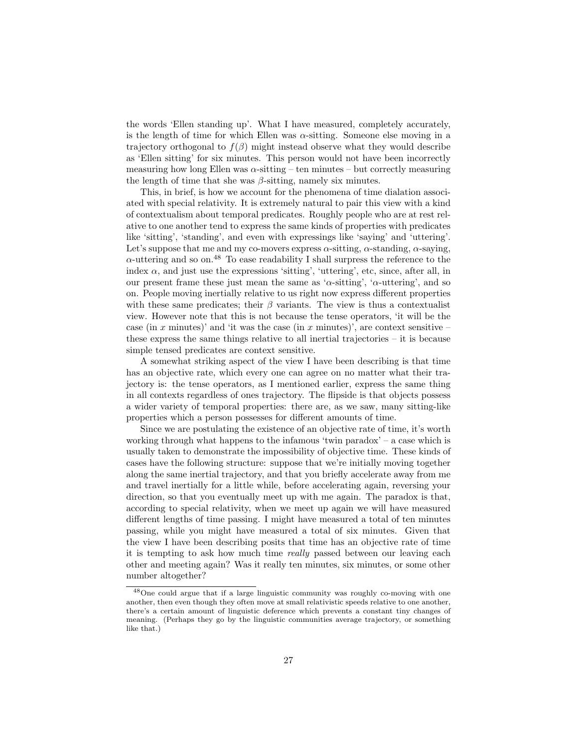the words 'Ellen standing up'. What I have measured, completely accurately, is the length of time for which Ellen was $\alpha$-sitting. Someone else moving in a trajectory orthogonal to $f(\beta)$ might instead observe what they would describe as 'Ellen sitting' for six minutes. This person would not have been incorrectly measuring how long Ellen was $\alpha$-sitting – ten minutes – but correctly measuring the length of time that she was $\beta$-sitting, namely six minutes.

This, in brief, is how we account for the phenomena of time dialation associated with special relativity. It is extremely natural to pair this view with a kind of contextualism about temporal predicates. Roughly people who are at rest relative to one another tend to express the same kinds of properties with predicates like 'sitting', 'standing', and even with expressings like 'saying' and 'uttering'. Let's suppose that me and my co-movers express $\alpha$-sitting, $\alpha$-standing, $\alpha$-saying, $\alpha$-uttering and so on.[48] To ease readability I shall surpress the reference to the index $\alpha$, and just use the expressions 'sitting', 'uttering', etc, since, after all, in our present frame these just mean the same as '$\alpha$-sitting', '$\alpha$-uttering', and so on. People moving inertially relative to us right now express different properties with these same predicates; their $\beta$ variants. The view is thus a contextualist view. However note that this is not because the tense operators, 'it will be the case (in $x$ minutes)' and 'it was the case (in $x$ minutes)', are context sensitive – these express the same things relative to all inertial trajectories – it is because simple tensed predicates are context sensitive.

A somewhat striking aspect of the view I have been describing is that time has an objective rate, which every one can agree on no matter what their trajectory is: the tense operators, as I mentioned earlier, express the same thing in all contexts regardless of ones trajectory. The flipside is that objects possess a wider variety of temporal properties: there are, as we saw, many sitting-like properties which a person possesses for different amounts of time.

Since we are postulating the existence of an objective rate of time, it's worth working through what happens to the infamous 'twin paradox' – a case which is usually taken to demonstrate the impossibility of objective time. These kinds of cases have the following structure: suppose that we're initially moving together along the same inertial trajectory, and that you briefly accelerate away from me and travel inertially for a little while, before accelerating again, reversing your direction, so that you eventually meet up with me again. The paradox is that, according to special relativity, when we meet up again we will have measured different lengths of time passing. I might have measured a total of ten minutes passing, while you might have measured a total of six minutes. Given that the view I have been describing posits that time has an objective rate of time it is tempting to ask how much time *really* passed between our leaving each other and meeting again? Was it really ten minutes, six minutes, or some other number altogether?

[48] One could argue that if a large linguistic community was roughly co-moving with one another, then even though they often move at small relativistic speeds relative to one another, there's a certain amount of linguistic deference which prevents a constant tiny changes of meaning. (Perhaps they go by the linguistic communities average trajectory, or something like that.)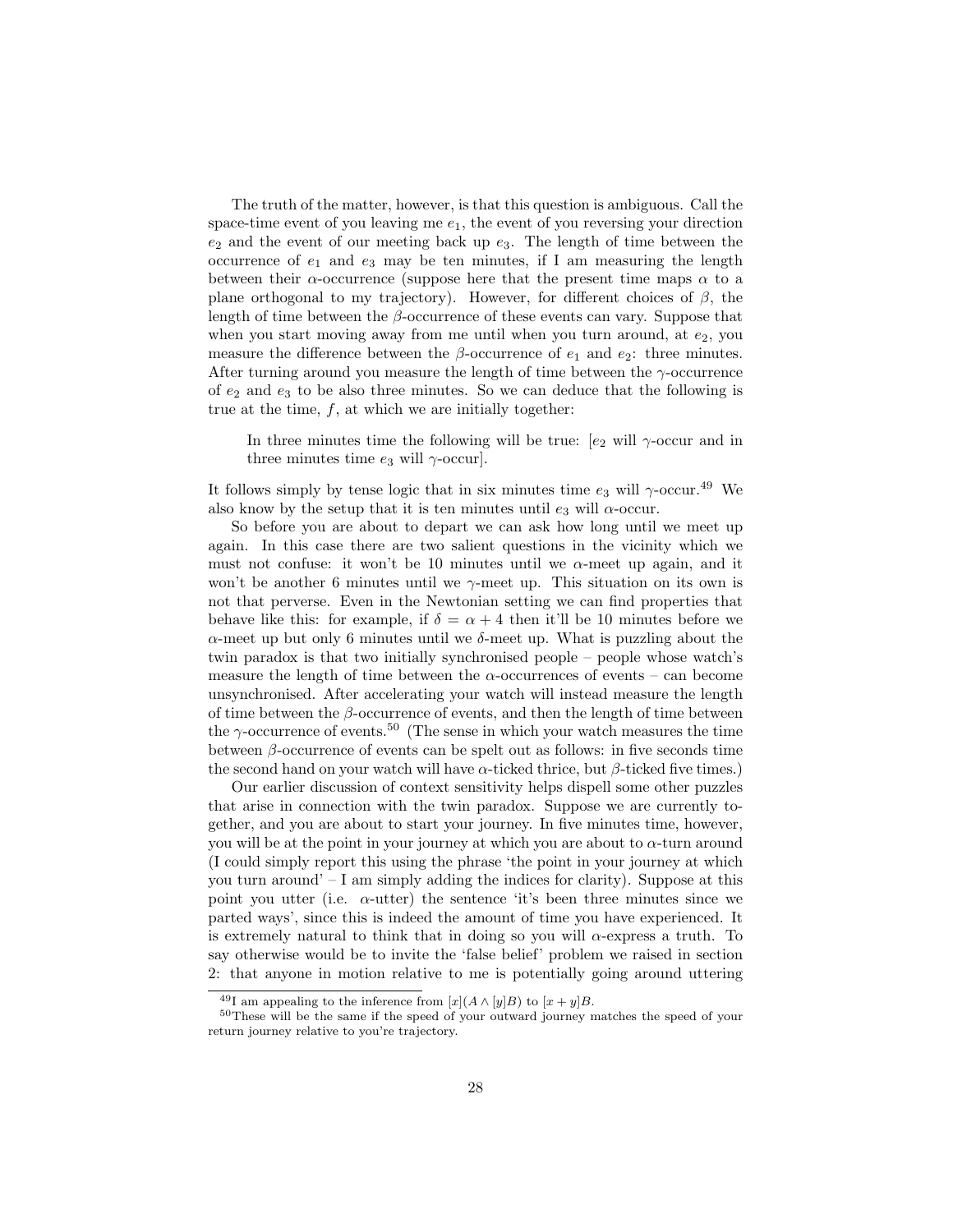The truth of the matter, however, is that this question is ambiguous. Call the space-time event of you leaving me $e_1$, the event of you reversing your direction $e_2$ and the event of our meeting back up $e_3$. The length of time between the occurrence of $e_1$ and $e_3$ may be ten minutes, if I am measuring the length between their $\alpha$-occurrence (suppose here that the present time maps $\alpha$ to a plane orthogonal to my trajectory). However, for different choices of $\beta$, the length of time between the $\beta$-occurrence of these events can vary. Suppose that when you start moving away from me until when you turn around, at $e_2$, you measure the difference between the $\beta$-occurrence of $e_1$ and $e_2$: three minutes. After turning around you measure the length of time between the $\gamma$-occurrence of $e_2$ and $e_3$ to be also three minutes. So we can deduce that the following is true at the time, $f$, at which we are initially together:

> In three minutes time the following will be true: [$e_2$ will $\gamma$-occur and in three minutes time $e_3$ will $\gamma$-occur].

It follows simply by tense logic that in six minutes time $e_3$ will $\gamma$-occur.[49] We also know by the setup that it is ten minutes until $e_3$ will $\alpha$-occur.

So before you are about to depart we can ask how long until we meet up again. In this case there are two salient questions in the vicinity which we must not confuse: it won't be 10 minutes until we $\alpha$-meet up again, and it won't be another 6 minutes until we $\gamma$-meet up. This situation on its own is not that perverse. Even in the Newtonian setting we can find properties that behave like this: for example, if $\delta = \alpha + 4$ then it'll be 10 minutes before we $\alpha$-meet up but only 6 minutes until we $\delta$-meet up. What is puzzling about the twin paradox is that two initially synchronised people – people whose watch's measure the length of time between the $\alpha$-occurrences of events – can become unsynchronised. After accelerating your watch will instead measure the length of time between the $\beta$-occurrence of events, and then the length of time between the $\gamma$-occurrence of events.[50] (The sense in which your watch measures the time between $\beta$-occurrence of events can be spelt out as follows: in five seconds time the second hand on your watch will have $\alpha$-ticked thrice, but $\beta$-ticked five times.)

Our earlier discussion of context sensitivity helps dispell some other puzzles that arise in connection with the twin paradox. Suppose we are currently together, and you are about to start your journey. In five minutes time, however, you will be at the point in your journey at which you are about to $\alpha$-turn around (I could simply report this using the phrase 'the point in your journey at which you turn around' – I am simply adding the indices for clarity). Suppose at this point you utter (i.e. $\alpha$-utter) the sentence 'it's been three minutes since we parted ways', since this is indeed the amount of time you have experienced. It is extremely natural to think that in doing so you will $\alpha$-express a truth. To say otherwise would be to invite the 'false belief' problem we raised in section 2: that anyone in motion relative to me is potentially going around uttering

---

[49] I am appealing to the inference from $[x](A \wedge [y]B)$ to $[x + y]B$.

[50] These will be the same if the speed of your outward journey matches the speed of your return journey relative to you're trajectory.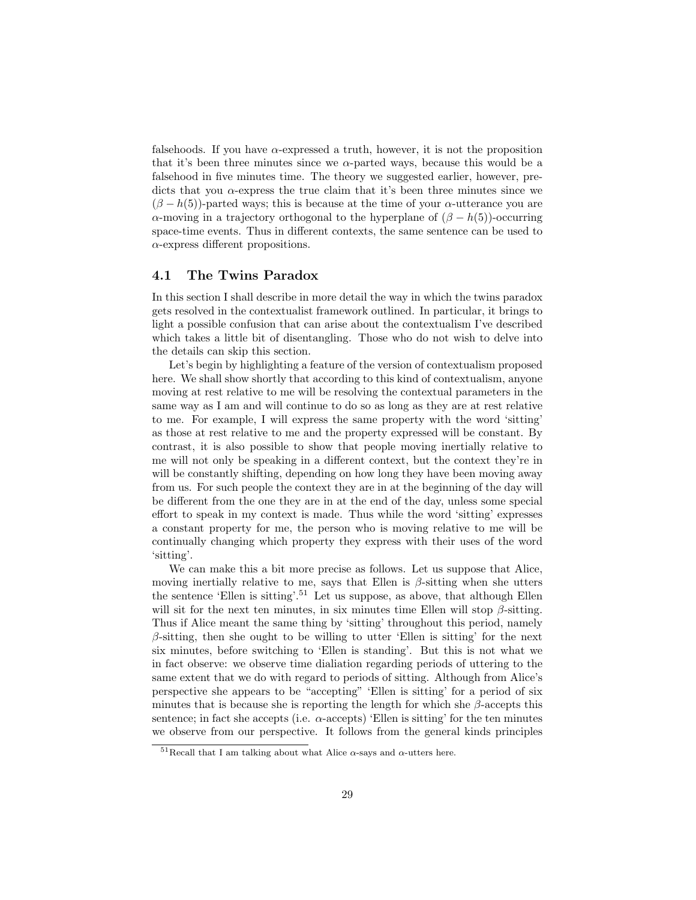falsehoods. If you have $\alpha$-expressed a truth, however, it is not the proposition that it's been three minutes since we $\alpha$-parted ways, because this would be a falsehood in five minutes time. The theory we suggested earlier, however, predicts that you $\alpha$-express the true claim that it's been three minutes since we $(\beta - h(5))$-parted ways; this is because at the time of your $\alpha$-utterance you are $\alpha$-moving in a trajectory orthogonal to the hyperplane of $(\beta - h(5))$-occurring space-time events. Thus in different contexts, the same sentence can be used to $\alpha$-express different propositions.

### 4.1 The Twins Paradox

In this section I shall describe in more detail the way in which the twins paradox gets resolved in the contextualist framework outlined. In particular, it brings to light a possible confusion that can arise about the contextualism I've described which takes a little bit of disentangling. Those who do not wish to delve into the details can skip this section.

Let's begin by highlighting a feature of the version of contextualism proposed here. We shall show shortly that according to this kind of contextualism, anyone moving at rest relative to me will be resolving the contextual parameters in the same way as I am and will continue to do so as long as they are at rest relative to me. For example, I will express the same property with the word 'sitting' as those at rest relative to me and the property expressed will be constant. By contrast, it is also possible to show that people moving inertially relative to me will not only be speaking in a different context, but the context they're in will be constantly shifting, depending on how long they have been moving away from us. For such people the context they are in at the beginning of the day will be different from the one they are in at the end of the day, unless some special effort to speak in my context is made. Thus while the word 'sitting' expresses a constant property for me, the person who is moving relative to me will be continually changing which property they express with their uses of the word 'sitting'.

We can make this a bit more precise as follows. Let us suppose that Alice, moving inertially relative to me, says that Ellen is $\beta$-sitting when she utters the sentence 'Ellen is sitting'.[51] Let us suppose, as above, that although Ellen will sit for the next ten minutes, in six minutes time Ellen will stop $\beta$-sitting. Thus if Alice meant the same thing by 'sitting' throughout this period, namely $\beta$-sitting, then she ought to be willing to utter 'Ellen is sitting' for the next six minutes, before switching to 'Ellen is standing'. But this is not what we in fact observe: we observe time dialiation regarding periods of uttering to the same extent that we do with regard to periods of sitting. Although from Alice's perspective she appears to be "accepting" 'Ellen is sitting' for a period of six minutes that is because she is reporting the length for which she $\beta$-accepts this sentence; in fact she accepts (i.e. $\alpha$-accepts) 'Ellen is sitting' for the ten minutes we observe from our perspective. It follows from the general kinds principles

[51] Recall that I am talking about what Alice $\alpha$-says and $\alpha$-utters here.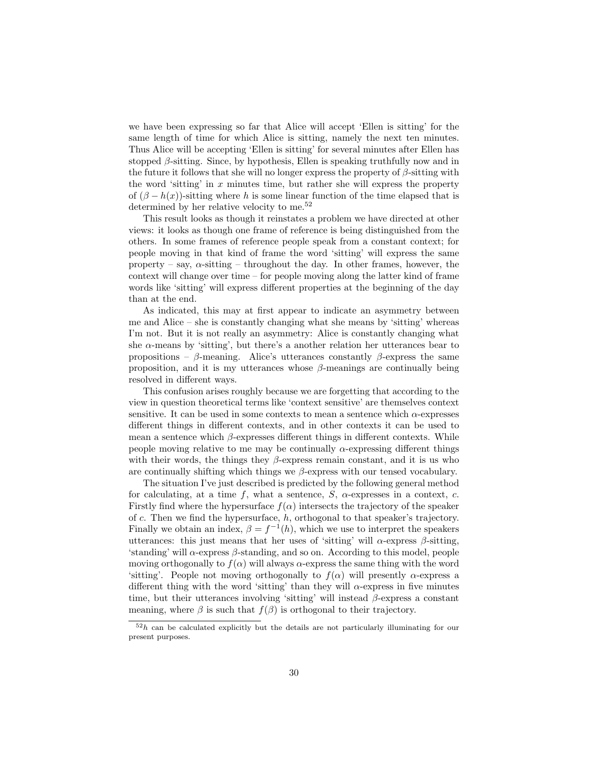we have been expressing so far that Alice will accept 'Ellen is sitting' for the same length of time for which Alice is sitting, namely the next ten minutes. Thus Alice will be accepting 'Ellen is sitting' for several minutes after Ellen has stopped $\beta$-sitting. Since, by hypothesis, Ellen is speaking truthfully now and in the future it follows that she will no longer express the property of $\beta$-sitting with the word 'sitting' in $x$ minutes time, but rather she will express the property of $(\beta - h(x))$-sitting where $h$ is some linear function of the time elapsed that is determined by her relative velocity to me.[52]

This result looks as though it reinstates a problem we have directed at other views: it looks as though one frame of reference is being distinguished from the others. In some frames of reference people speak from a constant context; for people moving in that kind of frame the word 'sitting' will express the same property – say, $\alpha$-sitting – throughout the day. In other frames, however, the context will change over time – for people moving along the latter kind of frame words like 'sitting' will express different properties at the beginning of the day than at the end.

As indicated, this may at first appear to indicate an asymmetry between me and Alice – she is constantly changing what she means by 'sitting' whereas I'm not. But it is not really an asymmetry: Alice is constantly changing what she $\alpha$-means by 'sitting', but there's a another relation her utterances bear to propositions – $\beta$-meaning. Alice's utterances constantly $\beta$-express the same proposition, and it is my utterances whose $\beta$-meanings are continually being resolved in different ways.

This confusion arises roughly because we are forgetting that according to the view in question theoretical terms like 'context sensitive' are themselves context sensitive. It can be used in some contexts to mean a sentence which $\alpha$-expresses different things in different contexts, and in other contexts it can be used to mean a sentence which $\beta$-expresses different things in different contexts. While people moving relative to me may be continually $\alpha$-expressing different things with their words, the things they $\beta$-express remain constant, and it is us who are continually shifting which things we $\beta$-express with our tensed vocabulary.

The situation I've just described is predicted by the following general method for calculating, at a time $f$, what a sentence, $S$, $\alpha$-expresses in a context, $c$. Firstly find where the hypersurface $f(\alpha)$ intersects the trajectory of the speaker of $c$. Then we find the hypersurface, $h$, orthogonal to that speaker's trajectory. Finally we obtain an index, $\beta = f^{-1}(h)$, which we use to interpret the speakers utterances: this just means that her uses of 'sitting' will $\alpha$-express $\beta$-sitting, 'standing' will $\alpha$-express $\beta$-standing, and so on. According to this model, people moving orthogonally to $f(\alpha)$ will always $\alpha$-express the same thing with the word 'sitting'. People not moving orthogonally to $f(\alpha)$ will presently $\alpha$-express a different thing with the word 'sitting' than they will $\alpha$-express in five minutes time, but their utterances involving 'sitting' will instead $\beta$-express a constant meaning, where $\beta$ is such that $f(\beta)$ is orthogonal to their trajectory.

---

[52] $h$ can be calculated explicitly but the details are not particularly illuminating for our present purposes.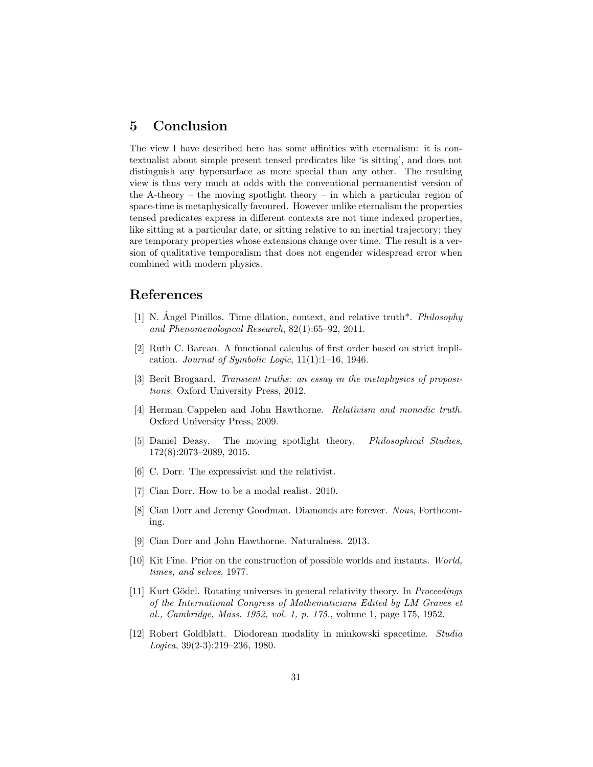## 5 Conclusion

The view I have described here has some affinities with eternalism: it is contextualist about simple present tensed predicates like 'is sitting', and does not distinguish any hypersurface as more special than any other. The resulting view is thus very much at odds with the conventional permanentist version of the A-theory – the moving spotlight theory – in which a particular region of space-time is metaphysically favoured. However unlike eternalism the properties tensed predicates express in different contexts are not time indexed properties, like sitting at a particular date, or sitting relative to an inertial trajectory; they are temporary properties whose extensions change over time. The result is a version of qualitative temporalism that does not engender widespread error when combined with modern physics.

## References

[1] N. Ángel Pinillos. Time dilation, context, and relative truth*. *Philosophy and Phenomenological Research*, 82(1):65–92, 2011.

[2] Ruth C. Barcan. A functional calculus of first order based on strict implication. *Journal of Symbolic Logic*, 11(1):1–16, 1946.

[3] Berit Brogaard. *Transient truths: an essay in the metaphysics of propositions*. Oxford University Press, 2012.

[4] Herman Cappelen and John Hawthorne. *Relativism and monadic truth*. Oxford University Press, 2009.

[5] Daniel Deasy. The moving spotlight theory. *Philosophical Studies*, 172(8):2073–2089, 2015.

[6] C. Dorr. The expressivist and the relativist.

[7] Cian Dorr. How to be a modal realist. 2010.

[8] Cian Dorr and Jeremy Goodman. Diamonds are forever. *Nous*, Forthcoming.

[9] Cian Dorr and John Hawthorne. Naturalness. 2013.

[10] Kit Fine. Prior on the construction of possible worlds and instants. *World, times, and selves*, 1977.

[11] Kurt Gödel. Rotating universes in general relativity theory. In *Proceedings of the International Congress of Mathematicians Edited by LM Graves et al., Cambridge, Mass. 1952, vol. 1, p. 175.*, volume 1, page 175, 1952.

[12] Robert Goldblatt. Diodorean modality in minkowski spacetime. *Studia Logica*, 39(2-3):219–236, 1980.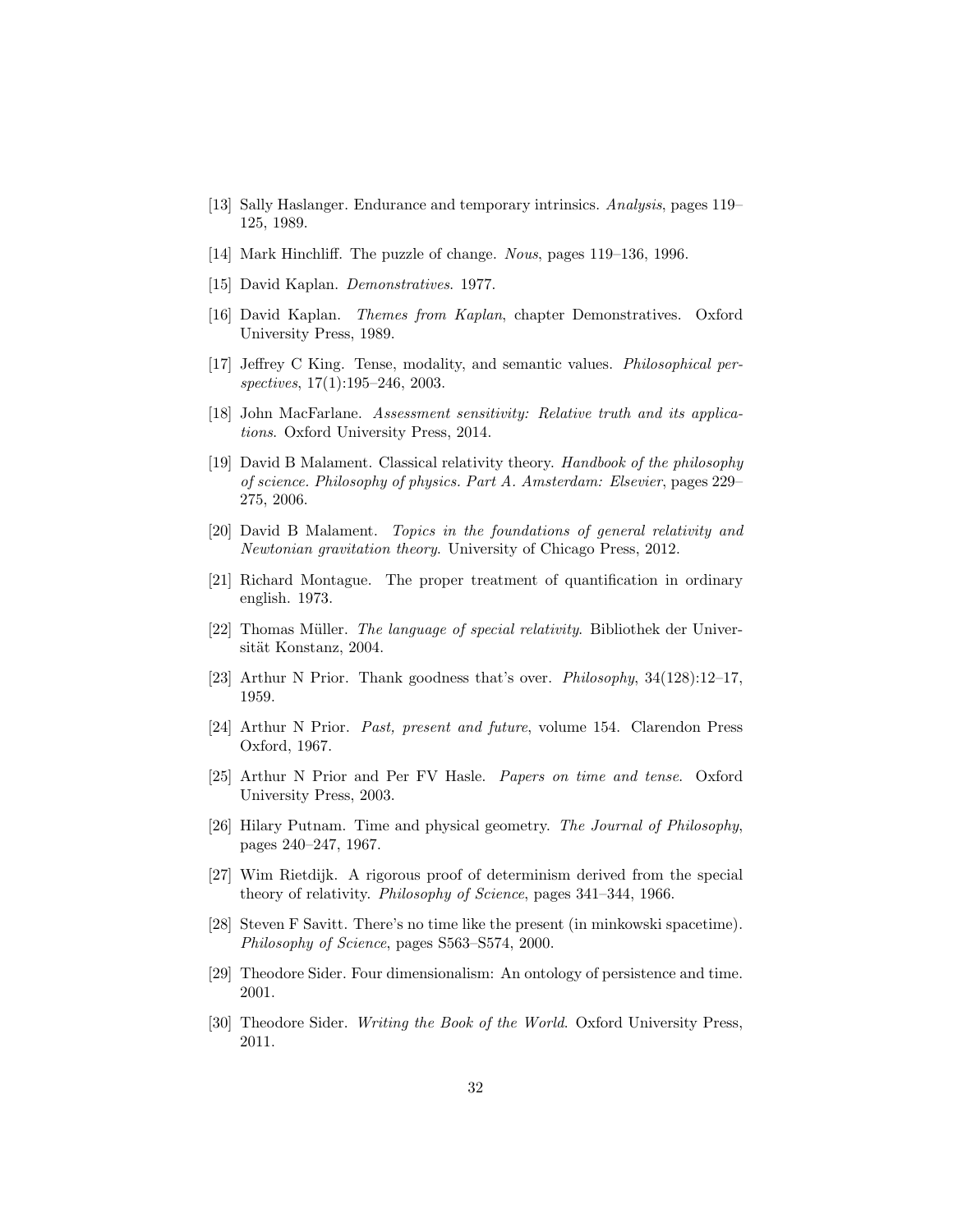[13] Sally Haslanger. Endurance and temporary intrinsics. *Analysis*, pages 119–125, 1989.

[14] Mark Hinchliff. The puzzle of change. *Nous*, pages 119–136, 1996.

[15] David Kaplan. *Demonstratives*. 1977.

[16] David Kaplan. *Themes from Kaplan*, chapter Demonstratives. Oxford University Press, 1989.

[17] Jeffrey C King. Tense, modality, and semantic values. *Philosophical perspectives*, 17(1):195–246, 2003.

[18] John MacFarlane. *Assessment sensitivity: Relative truth and its applications*. Oxford University Press, 2014.

[19] David B Malament. Classical relativity theory. *Handbook of the philosophy of science. Philosophy of physics. Part A. Amsterdam: Elsevier*, pages 229–275, 2006.

[20] David B Malament. *Topics in the foundations of general relativity and Newtonian gravitation theory*. University of Chicago Press, 2012.

[21] Richard Montague. The proper treatment of quantification in ordinary english. 1973.

[22] Thomas Müller. *The language of special relativity*. Bibliothek der Universität Konstanz, 2004.

[23] Arthur N Prior. Thank goodness that's over. *Philosophy*, 34(128):12–17, 1959.

[24] Arthur N Prior. *Past, present and future*, volume 154. Clarendon Press Oxford, 1967.

[25] Arthur N Prior and Per FV Hasle. *Papers on time and tense*. Oxford University Press, 2003.

[26] Hilary Putnam. Time and physical geometry. *The Journal of Philosophy*, pages 240–247, 1967.

[27] Wim Rietdijk. A rigorous proof of determinism derived from the special theory of relativity. *Philosophy of Science*, pages 341–344, 1966.

[28] Steven F Savitt. There's no time like the present (in minkowski spacetime). *Philosophy of Science*, pages S563–S574, 2000.

[29] Theodore Sider. Four dimensionalism: An ontology of persistence and time. 2001.

[30] Theodore Sider. *Writing the Book of the World*. Oxford University Press, 2011.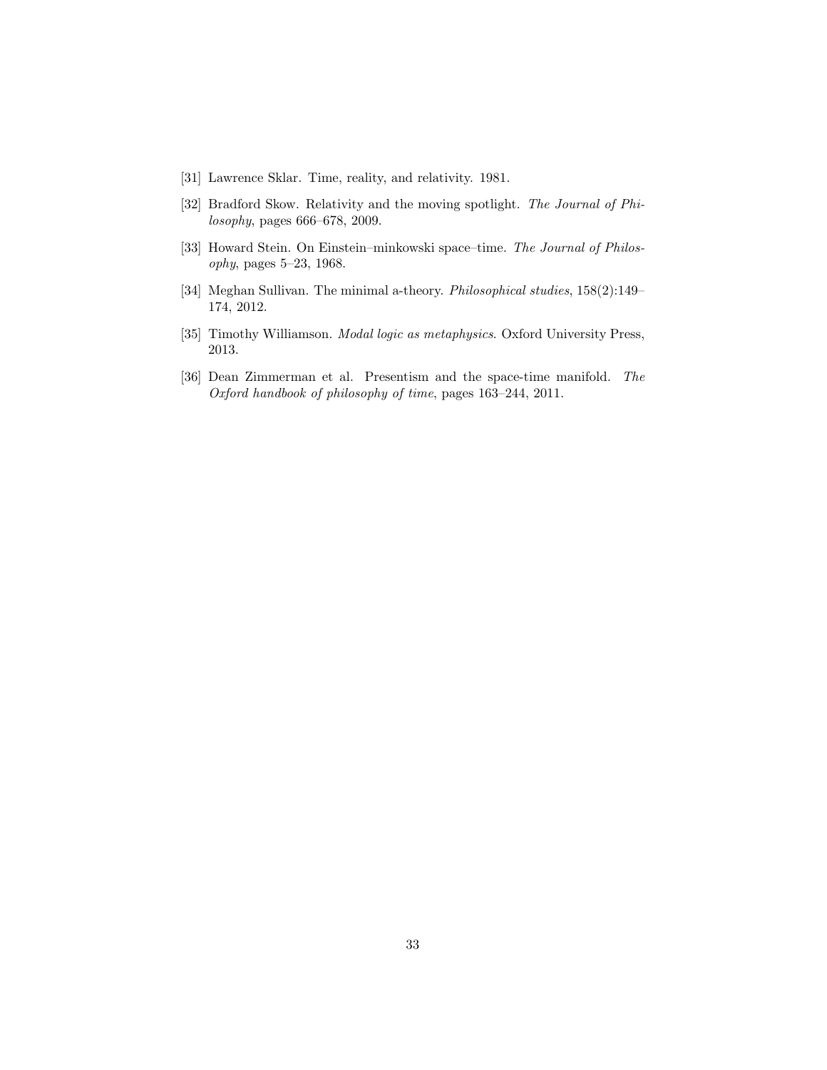[31] Lawrence Sklar. Time, reality, and relativity. 1981.

[32] Bradford Skow. Relativity and the moving spotlight. *The Journal of Philosophy*, pages 666–678, 2009.

[33] Howard Stein. On Einstein–minkowski space–time. *The Journal of Philosophy*, pages 5–23, 1968.

[34] Meghan Sullivan. The minimal a-theory. *Philosophical studies*, 158(2):149–174, 2012.

[35] Timothy Williamson. *Modal logic as metaphysics*. Oxford University Press, 2013.

[36] Dean Zimmerman et al. Presentism and the space-time manifold. *The Oxford handbook of philosophy of time*, pages 163–244, 2011.